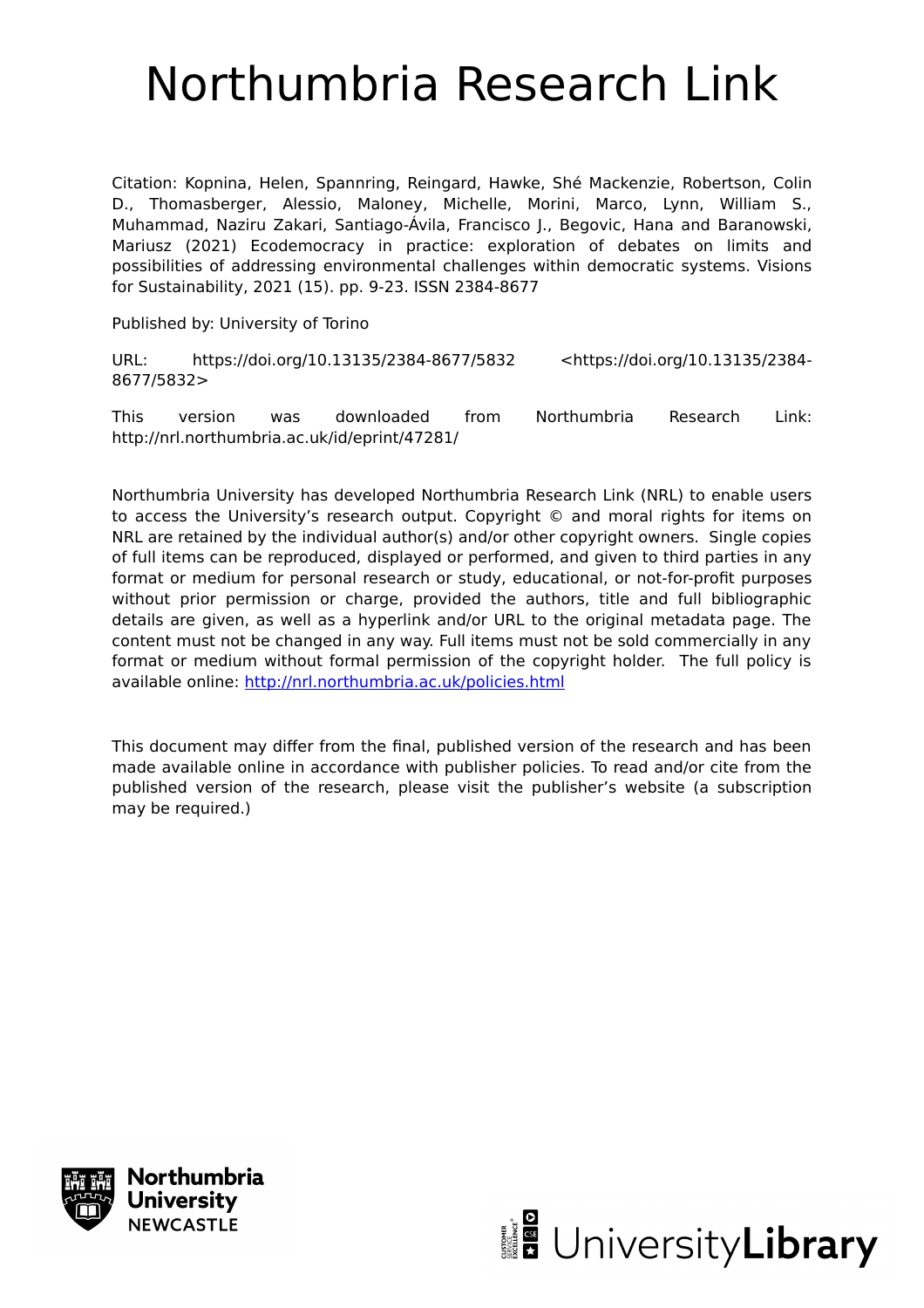# Northumbria Research Link

Citation: Kopnina, Helen, Spannring, Reingard, Hawke, Shé Mackenzie, Robertson, Colin D., Thomasberger, Alessio, Maloney, Michelle, Morini, Marco, Lynn, William S., Muhammad, Naziru Zakari, Santiago-Ávila, Francisco J., Begovic, Hana and Baranowski, Mariusz (2021) Ecodemocracy in practice: exploration of debates on limits and possibilities of addressing environmental challenges within democratic systems. Visions for Sustainability, 2021 (15). pp. 9-23. ISSN 2384-8677

Published by: University of Torino

URL: https://doi.org/10.13135/2384-8677/5832 <https://doi.org/10.13135/2384-8677/5832>

This version was downloaded from Northumbria Research Link: http://nrl.northumbria.ac.uk/id/eprint/47281/

Northumbria University has developed Northumbria Research Link (NRL) to enable users to access the University's research output. Copyright © and moral rights for items on NRL are retained by the individual author(s) and/or other copyright owners. Single copies of full items can be reproduced, displayed or performed, and given to third parties in any format or medium for personal research or study, educational, or not-for-profit purposes without prior permission or charge, provided the authors, title and full bibliographic details are given, as well as a hyperlink and/or URL to the original metadata page. The content must not be changed in any way. Full items must not be sold commercially in any format or medium without formal permission of the copyright holder. The full policy is available online: http://nrl.northumbria.ac.uk/policies.html

This document may differ from the final, published version of the research and has been made available online in accordance with publisher policies. To read and/or cite from the published version of the research, please visit the publisher's website (a subscription may be required.)

Northumbria University NEWCASTLE

UniversityLibrary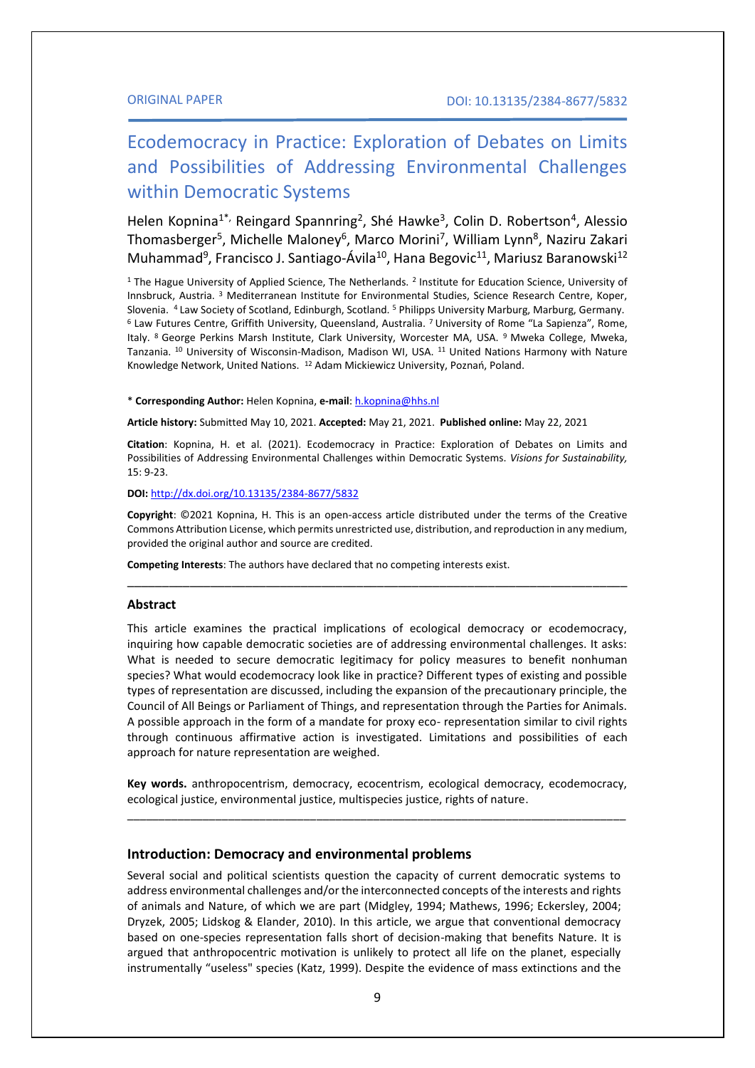ORIGINAL PAPER

DOI: 10.13135/2384-8677/5832

# Ecodemocracy in Practice: Exploration of Debates on Limits and Possibilities of Addressing Environmental Challenges within Democratic Systems

Helen Kopnina[1*], Reingard Spannring[2], Shé Hawke[3], Colin D. Robertson[4], Alessio Thomasberger[5], Michelle Maloney[6], Marco Morini[7], William Lynn[8], Naziru Zakari Muhammad[9], Francisco J. Santiago-Ávila[10], Hana Begovic[11], Mariusz Baranowski[12]

[1] The Hague University of Applied Science, The Netherlands. [2] Institute for Education Science, University of Innsbruck, Austria. [3] Mediterranean Institute for Environmental Studies, Science Research Centre, Koper, Slovenia. [4] Law Society of Scotland, Edinburgh, Scotland. [5] Philipps University Marburg, Marburg, Germany. [6] Law Futures Centre, Griffith University, Queensland, Australia. [7] University of Rome "La Sapienza", Rome, Italy. [8] George Perkins Marsh Institute, Clark University, Worcester MA, USA. [9] Mweka College, Mweka, Tanzania. [10] University of Wisconsin-Madison, Madison WI, USA. [11] United Nations Harmony with Nature Knowledge Network, United Nations. [12] Adam Mickiewicz University, Poznań, Poland.

\* **Corresponding Author:** Helen Kopnina, **e-mail**: h.kopnina@hhs.nl

**Article history:** Submitted May 10, 2021. **Accepted:** May 21, 2021. **Published online:** May 22, 2021

**Citation**: Kopnina, H. et al. (2021). Ecodemocracy in Practice: Exploration of Debates on Limits and Possibilities of Addressing Environmental Challenges within Democratic Systems. *Visions for Sustainability,* 15: 9-23.

**DOI:** http://dx.doi.org/10.13135/2384-8677/5832

**Copyright**: ©2021 Kopnina, H. This is an open-access article distributed under the terms of the Creative Commons Attribution License, which permits unrestricted use, distribution, and reproduction in any medium, provided the original author and source are credited.

**Competing Interests**: The authors have declared that no competing interests exist.

---

### Abstract

This article examines the practical implications of ecological democracy or ecodemocracy, inquiring how capable democratic societies are of addressing environmental challenges. It asks: What is needed to secure democratic legitimacy for policy measures to benefit nonhuman species? What would ecodemocracy look like in practice? Different types of existing and possible types of representation are discussed, including the expansion of the precautionary principle, the Council of All Beings or Parliament of Things, and representation through the Parties for Animals. A possible approach in the form of a mandate for proxy eco- representation similar to civil rights through continuous affirmative action is investigated. Limitations and possibilities of each approach for nature representation are weighed.

**Key words.** anthropocentrism, democracy, ecocentrism, ecological democracy, ecodemocracy, ecological justice, environmental justice, multispecies justice, rights of nature.

---

### Introduction: Democracy and environmental problems

Several social and political scientists question the capacity of current democratic systems to address environmental challenges and/or the interconnected concepts of the interests and rights of animals and Nature, of which we are part (Midgley, 1994; Mathews, 1996; Eckersley, 2004; Dryzek, 2005; Lidskog & Elander, 2010). In this article, we argue that conventional democracy based on one-species representation falls short of decision-making that benefits Nature. It is argued that anthropocentric motivation is unlikely to protect all life on the planet, especially instrumentally "useless" species (Katz, 1999). Despite the evidence of mass extinctions and the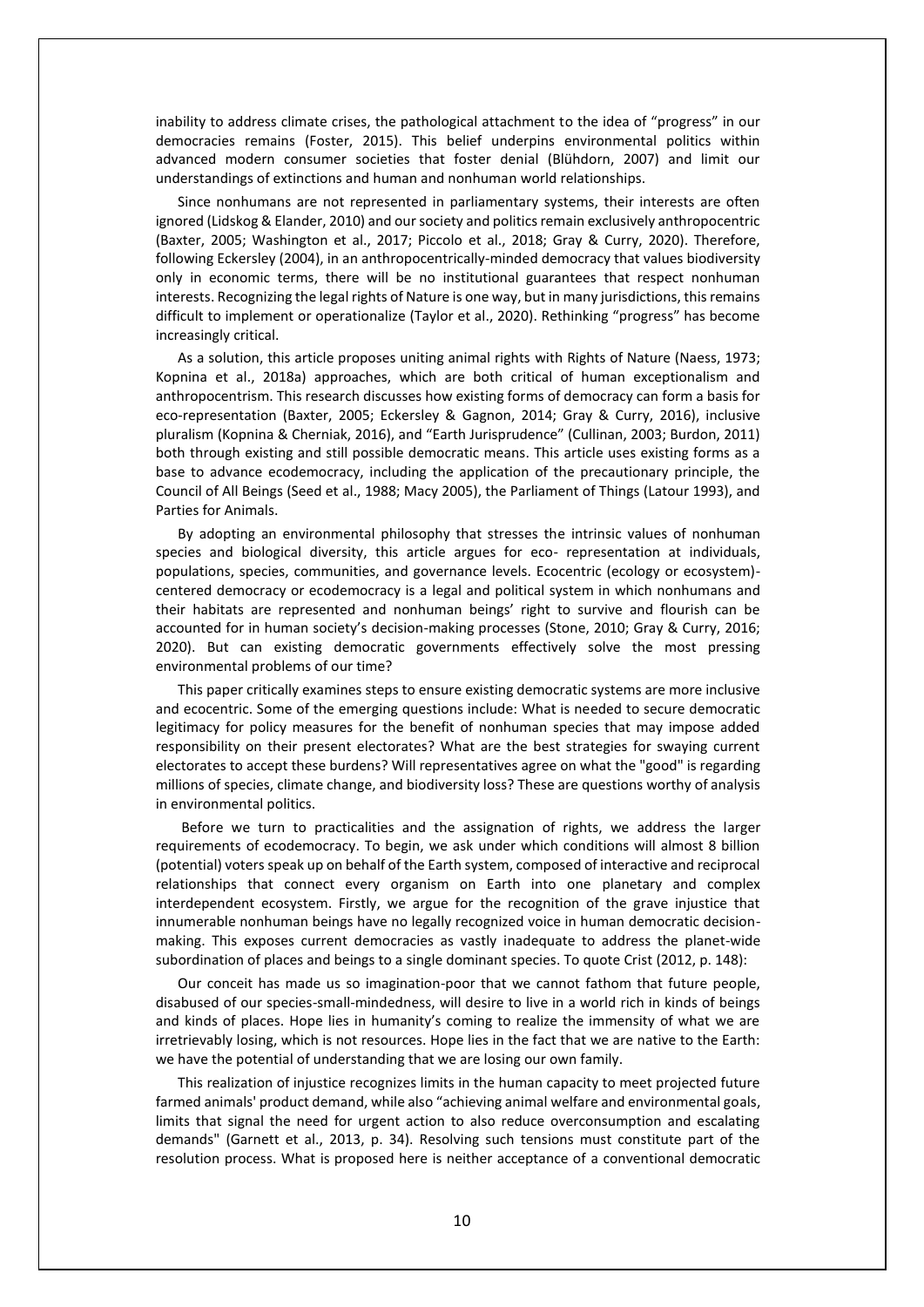inability to address climate crises, the pathological attachment to the idea of "progress" in our democracies remains (Foster, 2015). This belief underpins environmental politics within advanced modern consumer societies that foster denial (Blühdorn, 2007) and limit our understandings of extinctions and human and nonhuman world relationships.

Since nonhumans are not represented in parliamentary systems, their interests are often ignored (Lidskog & Elander, 2010) and our society and politics remain exclusively anthropocentric (Baxter, 2005; Washington et al., 2017; Piccolo et al., 2018; Gray & Curry, 2020). Therefore, following Eckersley (2004), in an anthropocentrically-minded democracy that values biodiversity only in economic terms, there will be no institutional guarantees that respect nonhuman interests. Recognizing the legal rights of Nature is one way, but in many jurisdictions, this remains difficult to implement or operationalize (Taylor et al., 2020). Rethinking "progress" has become increasingly critical.

As a solution, this article proposes uniting animal rights with Rights of Nature (Naess, 1973; Kopnina et al., 2018a) approaches, which are both critical of human exceptionalism and anthropocentrism. This research discusses how existing forms of democracy can form a basis for eco-representation (Baxter, 2005; Eckersley & Gagnon, 2014; Gray & Curry, 2016), inclusive pluralism (Kopnina & Cherniak, 2016), and "Earth Jurisprudence" (Cullinan, 2003; Burdon, 2011) both through existing and still possible democratic means. This article uses existing forms as a base to advance ecodemocracy, including the application of the precautionary principle, the Council of All Beings (Seed et al., 1988; Macy 2005), the Parliament of Things (Latour 1993), and Parties for Animals.

By adopting an environmental philosophy that stresses the intrinsic values of nonhuman species and biological diversity, this article argues for eco- representation at individuals, populations, species, communities, and governance levels. Ecocentric (ecology or ecosystem)-centered democracy or ecodemocracy is a legal and political system in which nonhumans and their habitats are represented and nonhuman beings' right to survive and flourish can be accounted for in human society's decision-making processes (Stone, 2010; Gray & Curry, 2016; 2020). But can existing democratic governments effectively solve the most pressing environmental problems of our time?

This paper critically examines steps to ensure existing democratic systems are more inclusive and ecocentric. Some of the emerging questions include: What is needed to secure democratic legitimacy for policy measures for the benefit of nonhuman species that may impose added responsibility on their present electorates? What are the best strategies for swaying current electorates to accept these burdens? Will representatives agree on what the "good" is regarding millions of species, climate change, and biodiversity loss? These are questions worthy of analysis in environmental politics.

Before we turn to practicalities and the assignation of rights, we address the larger requirements of ecodemocracy. To begin, we ask under which conditions will almost 8 billion (potential) voters speak up on behalf of the Earth system, composed of interactive and reciprocal relationships that connect every organism on Earth into one planetary and complex interdependent ecosystem. Firstly, we argue for the recognition of the grave injustice that innumerable nonhuman beings have no legally recognized voice in human democratic decision-making. This exposes current democracies as vastly inadequate to address the planet-wide subordination of places and beings to a single dominant species. To quote Crist (2012, p. 148):

Our conceit has made us so imagination-poor that we cannot fathom that future people, disabused of our species-small-mindedness, will desire to live in a world rich in kinds of beings and kinds of places. Hope lies in humanity's coming to realize the immensity of what we are irretrievably losing, which is not resources. Hope lies in the fact that we are native to the Earth: we have the potential of understanding that we are losing our own family.

This realization of injustice recognizes limits in the human capacity to meet projected future farmed animals' product demand, while also "achieving animal welfare and environmental goals, limits that signal the need for urgent action to also reduce overconsumption and escalating demands" (Garnett et al., 2013, p. 34). Resolving such tensions must constitute part of the resolution process. What is proposed here is neither acceptance of a conventional democratic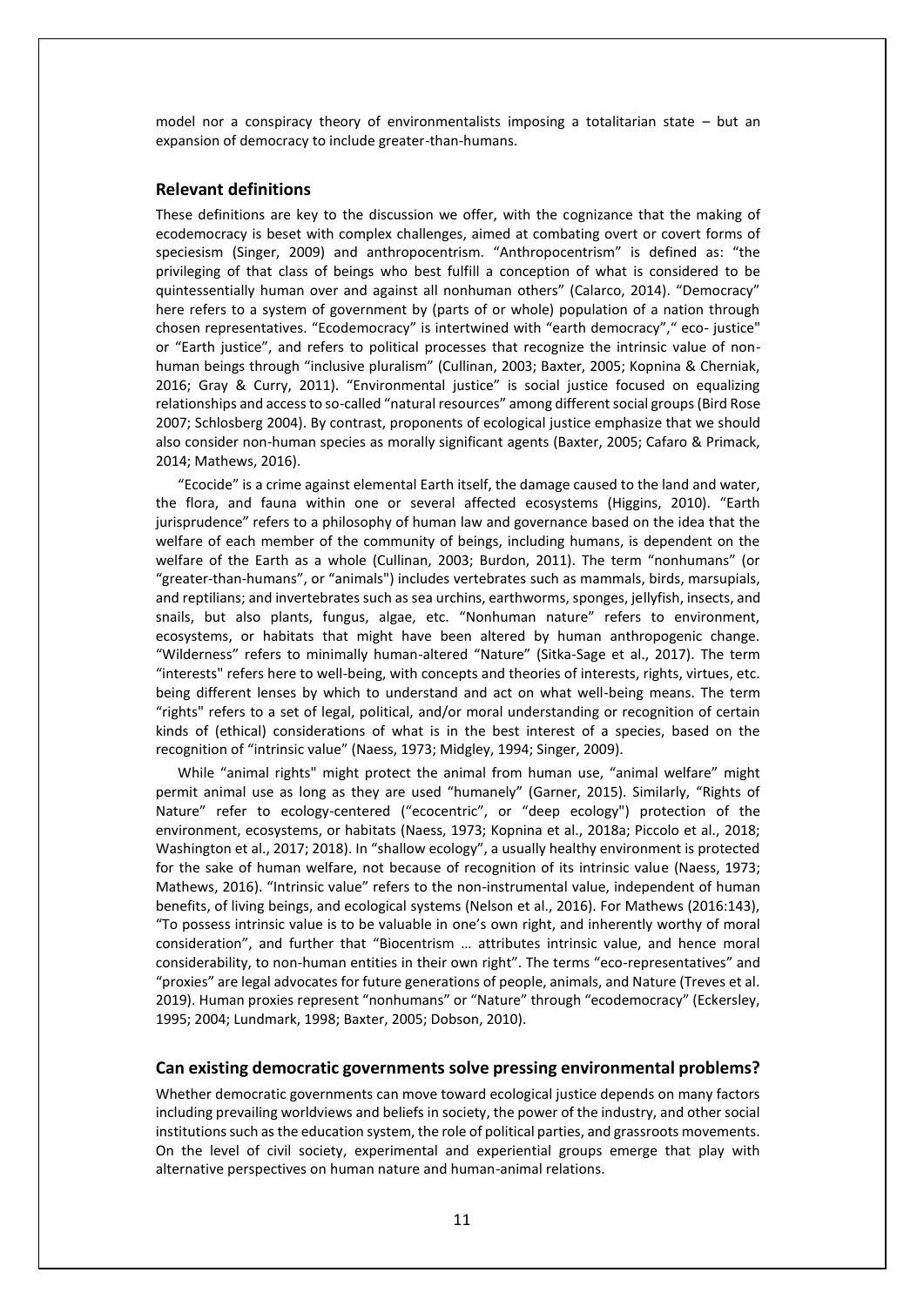model nor a conspiracy theory of environmentalists imposing a totalitarian state – but an expansion of democracy to include greater-than-humans.

## Relevant definitions

These definitions are key to the discussion we offer, with the cognizance that the making of ecodemocracy is beset with complex challenges, aimed at combating overt or covert forms of speciesism (Singer, 2009) and anthropocentrism. "Anthropocentrism" is defined as: "the privileging of that class of beings who best fulfill a conception of what is considered to be quintessentially human over and against all nonhuman others" (Calarco, 2014). "Democracy" here refers to a system of government by (parts of or whole) population of a nation through chosen representatives. "Ecodemocracy" is intertwined with "earth democracy"," eco- justice" or "Earth justice", and refers to political processes that recognize the intrinsic value of non-human beings through "inclusive pluralism" (Cullinan, 2003; Baxter, 2005; Kopnina & Cherniak, 2016; Gray & Curry, 2011). "Environmental justice" is social justice focused on equalizing relationships and access to so-called "natural resources" among different social groups (Bird Rose 2007; Schlosberg 2004). By contrast, proponents of ecological justice emphasize that we should also consider non-human species as morally significant agents (Baxter, 2005; Cafaro & Primack, 2014; Mathews, 2016).

"Ecocide" is a crime against elemental Earth itself, the damage caused to the land and water, the flora, and fauna within one or several affected ecosystems (Higgins, 2010). "Earth jurisprudence" refers to a philosophy of human law and governance based on the idea that the welfare of each member of the community of beings, including humans, is dependent on the welfare of the Earth as a whole (Cullinan, 2003; Burdon, 2011). The term "nonhumans" (or "greater-than-humans", or "animals") includes vertebrates such as mammals, birds, marsupials, and reptilians; and invertebrates such as sea urchins, earthworms, sponges, jellyfish, insects, and snails, but also plants, fungus, algae, etc. "Nonhuman nature" refers to environment, ecosystems, or habitats that might have been altered by human anthropogenic change. "Wilderness" refers to minimally human-altered "Nature" (Sitka-Sage et al., 2017). The term "interests" refers here to well-being, with concepts and theories of interests, rights, virtues, etc. being different lenses by which to understand and act on what well-being means. The term "rights" refers to a set of legal, political, and/or moral understanding or recognition of certain kinds of (ethical) considerations of what is in the best interest of a species, based on the recognition of "intrinsic value" (Naess, 1973; Midgley, 1994; Singer, 2009).

While "animal rights" might protect the animal from human use, "animal welfare" might permit animal use as long as they are used "humanely" (Garner, 2015). Similarly, "Rights of Nature" refer to ecology-centered ("ecocentric", or "deep ecology") protection of the environment, ecosystems, or habitats (Naess, 1973; Kopnina et al., 2018a; Piccolo et al., 2018; Washington et al., 2017; 2018). In "shallow ecology", a usually healthy environment is protected for the sake of human welfare, not because of recognition of its intrinsic value (Naess, 1973; Mathews, 2016). "Intrinsic value" refers to the non-instrumental value, independent of human benefits, of living beings, and ecological systems (Nelson et al., 2016). For Mathews (2016:143), "To possess intrinsic value is to be valuable in one's own right, and inherently worthy of moral consideration", and further that "Biocentrism … attributes intrinsic value, and hence moral considerability, to non-human entities in their own right". The terms "eco-representatives" and "proxies" are legal advocates for future generations of people, animals, and Nature (Treves et al. 2019). Human proxies represent "nonhumans" or "Nature" through "ecodemocracy" (Eckersley, 1995; 2004; Lundmark, 1998; Baxter, 2005; Dobson, 2010).

## Can existing democratic governments solve pressing environmental problems?

Whether democratic governments can move toward ecological justice depends on many factors including prevailing worldviews and beliefs in society, the power of the industry, and other social institutions such as the education system, the role of political parties, and grassroots movements. On the level of civil society, experimental and experiential groups emerge that play with alternative perspectives on human nature and human-animal relations.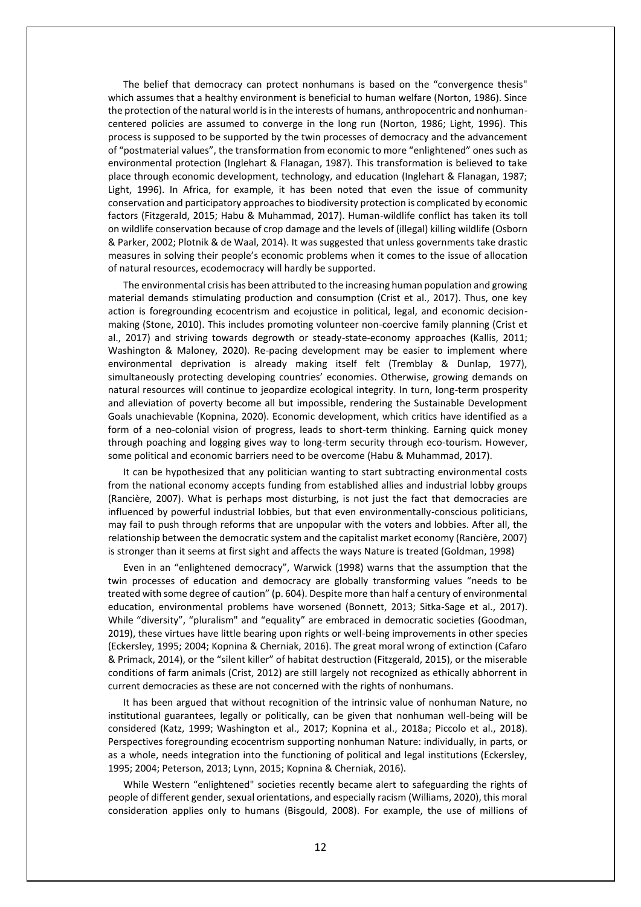The belief that democracy can protect nonhumans is based on the "convergence thesis" which assumes that a healthy environment is beneficial to human welfare (Norton, 1986). Since the protection of the natural world is in the interests of humans, anthropocentric and nonhuman-centered policies are assumed to converge in the long run (Norton, 1986; Light, 1996). This process is supposed to be supported by the twin processes of democracy and the advancement of "postmaterial values", the transformation from economic to more "enlightened" ones such as environmental protection (Inglehart & Flanagan, 1987). This transformation is believed to take place through economic development, technology, and education (Inglehart & Flanagan, 1987; Light, 1996). In Africa, for example, it has been noted that even the issue of community conservation and participatory approaches to biodiversity protection is complicated by economic factors (Fitzgerald, 2015; Habu & Muhammad, 2017). Human-wildlife conflict has taken its toll on wildlife conservation because of crop damage and the levels of (illegal) killing wildlife (Osborn & Parker, 2002; Plotnik & de Waal, 2014). It was suggested that unless governments take drastic measures in solving their people's economic problems when it comes to the issue of allocation of natural resources, ecodemocracy will hardly be supported.

The environmental crisis has been attributed to the increasing human population and growing material demands stimulating production and consumption (Crist et al., 2017). Thus, one key action is foregrounding ecocentrism and ecojustice in political, legal, and economic decision-making (Stone, 2010). This includes promoting volunteer non-coercive family planning (Crist et al., 2017) and striving towards degrowth or steady-state-economy approaches (Kallis, 2011; Washington & Maloney, 2020). Re-pacing development may be easier to implement where environmental deprivation is already making itself felt (Tremblay & Dunlap, 1977), simultaneously protecting developing countries' economies. Otherwise, growing demands on natural resources will continue to jeopardize ecological integrity. In turn, long-term prosperity and alleviation of poverty become all but impossible, rendering the Sustainable Development Goals unachievable (Kopnina, 2020). Economic development, which critics have identified as a form of a neo-colonial vision of progress, leads to short-term thinking. Earning quick money through poaching and logging gives way to long-term security through eco-tourism. However, some political and economic barriers need to be overcome (Habu & Muhammad, 2017).

It can be hypothesized that any politician wanting to start subtracting environmental costs from the national economy accepts funding from established allies and industrial lobby groups (Rancière, 2007). What is perhaps most disturbing, is not just the fact that democracies are influenced by powerful industrial lobbies, but that even environmentally-conscious politicians, may fail to push through reforms that are unpopular with the voters and lobbies. After all, the relationship between the democratic system and the capitalist market economy (Rancière, 2007) is stronger than it seems at first sight and affects the ways Nature is treated (Goldman, 1998)

Even in an "enlightened democracy", Warwick (1998) warns that the assumption that the twin processes of education and democracy are globally transforming values "needs to be treated with some degree of caution" (p. 604). Despite more than half a century of environmental education, environmental problems have worsened (Bonnett, 2013; Sitka-Sage et al., 2017). While "diversity", "pluralism" and "equality" are embraced in democratic societies (Goodman, 2019), these virtues have little bearing upon rights or well-being improvements in other species (Eckersley, 1995; 2004; Kopnina & Cherniak, 2016). The great moral wrong of extinction (Cafaro & Primack, 2014), or the "silent killer" of habitat destruction (Fitzgerald, 2015), or the miserable conditions of farm animals (Crist, 2012) are still largely not recognized as ethically abhorrent in current democracies as these are not concerned with the rights of nonhumans.

It has been argued that without recognition of the intrinsic value of nonhuman Nature, no institutional guarantees, legally or politically, can be given that nonhuman well-being will be considered (Katz, 1999; Washington et al., 2017; Kopnina et al., 2018a; Piccolo et al., 2018). Perspectives foregrounding ecocentrism supporting nonhuman Nature: individually, in parts, or as a whole, needs integration into the functioning of political and legal institutions (Eckersley, 1995; 2004; Peterson, 2013; Lynn, 2015; Kopnina & Cherniak, 2016).

While Western "enlightened" societies recently became alert to safeguarding the rights of people of different gender, sexual orientations, and especially racism (Williams, 2020), this moral consideration applies only to humans (Bisgould, 2008). For example, the use of millions of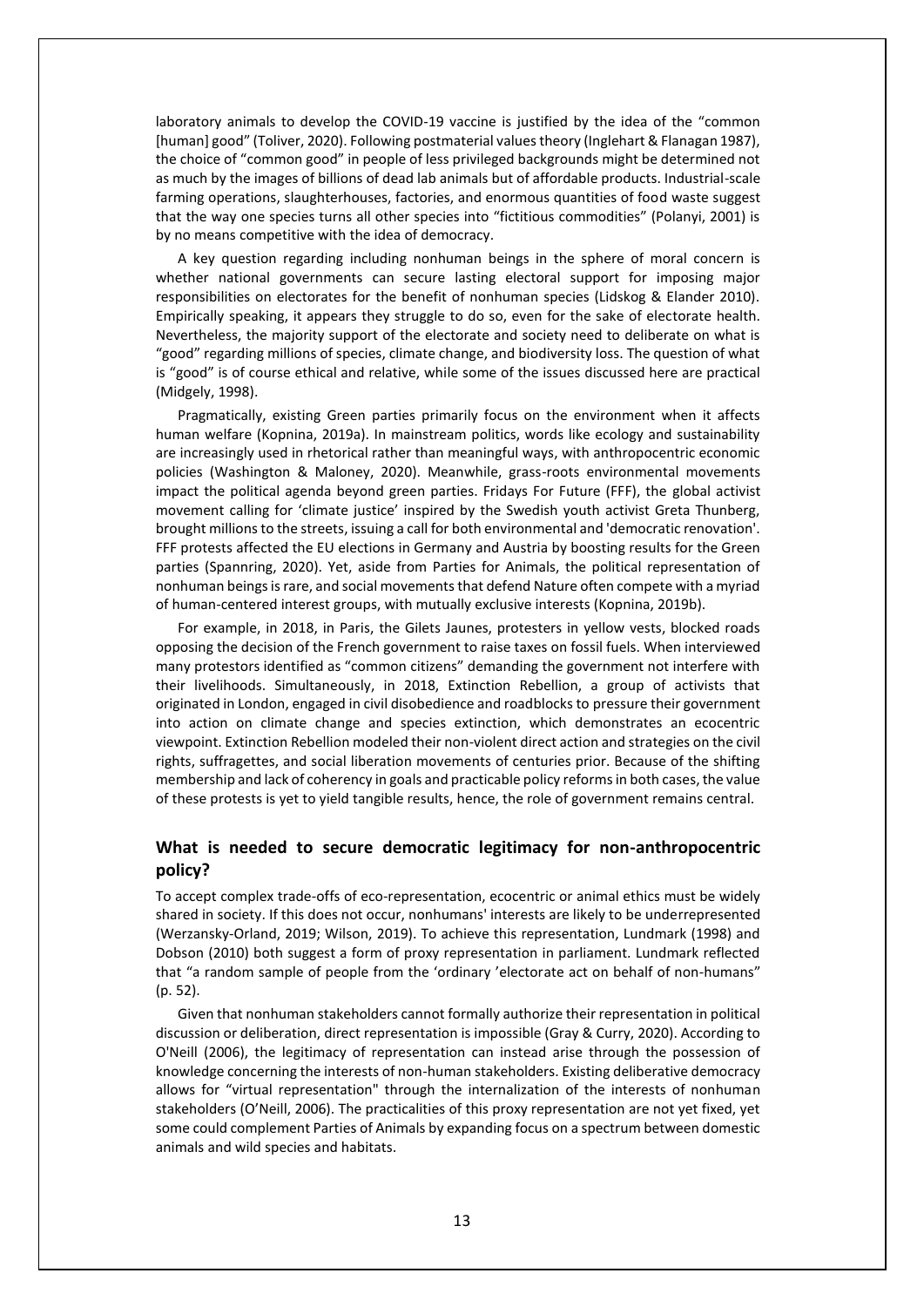laboratory animals to develop the COVID-19 vaccine is justified by the idea of the "common [human] good" (Toliver, 2020). Following postmaterial values theory (Inglehart & Flanagan 1987), the choice of "common good" in people of less privileged backgrounds might be determined not as much by the images of billions of dead lab animals but of affordable products. Industrial-scale farming operations, slaughterhouses, factories, and enormous quantities of food waste suggest that the way one species turns all other species into "fictitious commodities" (Polanyi, 2001) is by no means competitive with the idea of democracy.

A key question regarding including nonhuman beings in the sphere of moral concern is whether national governments can secure lasting electoral support for imposing major responsibilities on electorates for the benefit of nonhuman species (Lidskog & Elander 2010). Empirically speaking, it appears they struggle to do so, even for the sake of electorate health. Nevertheless, the majority support of the electorate and society need to deliberate on what is "good" regarding millions of species, climate change, and biodiversity loss. The question of what is "good" is of course ethical and relative, while some of the issues discussed here are practical (Midgely, 1998).

Pragmatically, existing Green parties primarily focus on the environment when it affects human welfare (Kopnina, 2019a). In mainstream politics, words like ecology and sustainability are increasingly used in rhetorical rather than meaningful ways, with anthropocentric economic policies (Washington & Maloney, 2020). Meanwhile, grass-roots environmental movements impact the political agenda beyond green parties. Fridays For Future (FFF), the global activist movement calling for 'climate justice' inspired by the Swedish youth activist Greta Thunberg, brought millions to the streets, issuing a call for both environmental and 'democratic renovation'. FFF protests affected the EU elections in Germany and Austria by boosting results for the Green parties (Spannring, 2020). Yet, aside from Parties for Animals, the political representation of nonhuman beings is rare, and social movements that defend Nature often compete with a myriad of human-centered interest groups, with mutually exclusive interests (Kopnina, 2019b).

For example, in 2018, in Paris, the Gilets Jaunes, protesters in yellow vests, blocked roads opposing the decision of the French government to raise taxes on fossil fuels. When interviewed many protestors identified as "common citizens" demanding the government not interfere with their livelihoods. Simultaneously, in 2018, Extinction Rebellion, a group of activists that originated in London, engaged in civil disobedience and roadblocks to pressure their government into action on climate change and species extinction, which demonstrates an ecocentric viewpoint. Extinction Rebellion modeled their non-violent direct action and strategies on the civil rights, suffragettes, and social liberation movements of centuries prior. Because of the shifting membership and lack of coherency in goals and practicable policy reforms in both cases, the value of these protests is yet to yield tangible results, hence, the role of government remains central.

## What is needed to secure democratic legitimacy for non-anthropocentric policy?

To accept complex trade-offs of eco-representation, ecocentric or animal ethics must be widely shared in society. If this does not occur, nonhumans' interests are likely to be underrepresented (Werzansky-Orland, 2019; Wilson, 2019). To achieve this representation, Lundmark (1998) and Dobson (2010) both suggest a form of proxy representation in parliament. Lundmark reflected that "a random sample of people from the 'ordinary 'electorate act on behalf of non-humans" (p. 52).

Given that nonhuman stakeholders cannot formally authorize their representation in political discussion or deliberation, direct representation is impossible (Gray & Curry, 2020). According to O'Neill (2006), the legitimacy of representation can instead arise through the possession of knowledge concerning the interests of non-human stakeholders. Existing deliberative democracy allows for "virtual representation" through the internalization of the interests of nonhuman stakeholders (O'Neill, 2006). The practicalities of this proxy representation are not yet fixed, yet some could complement Parties of Animals by expanding focus on a spectrum between domestic animals and wild species and habitats.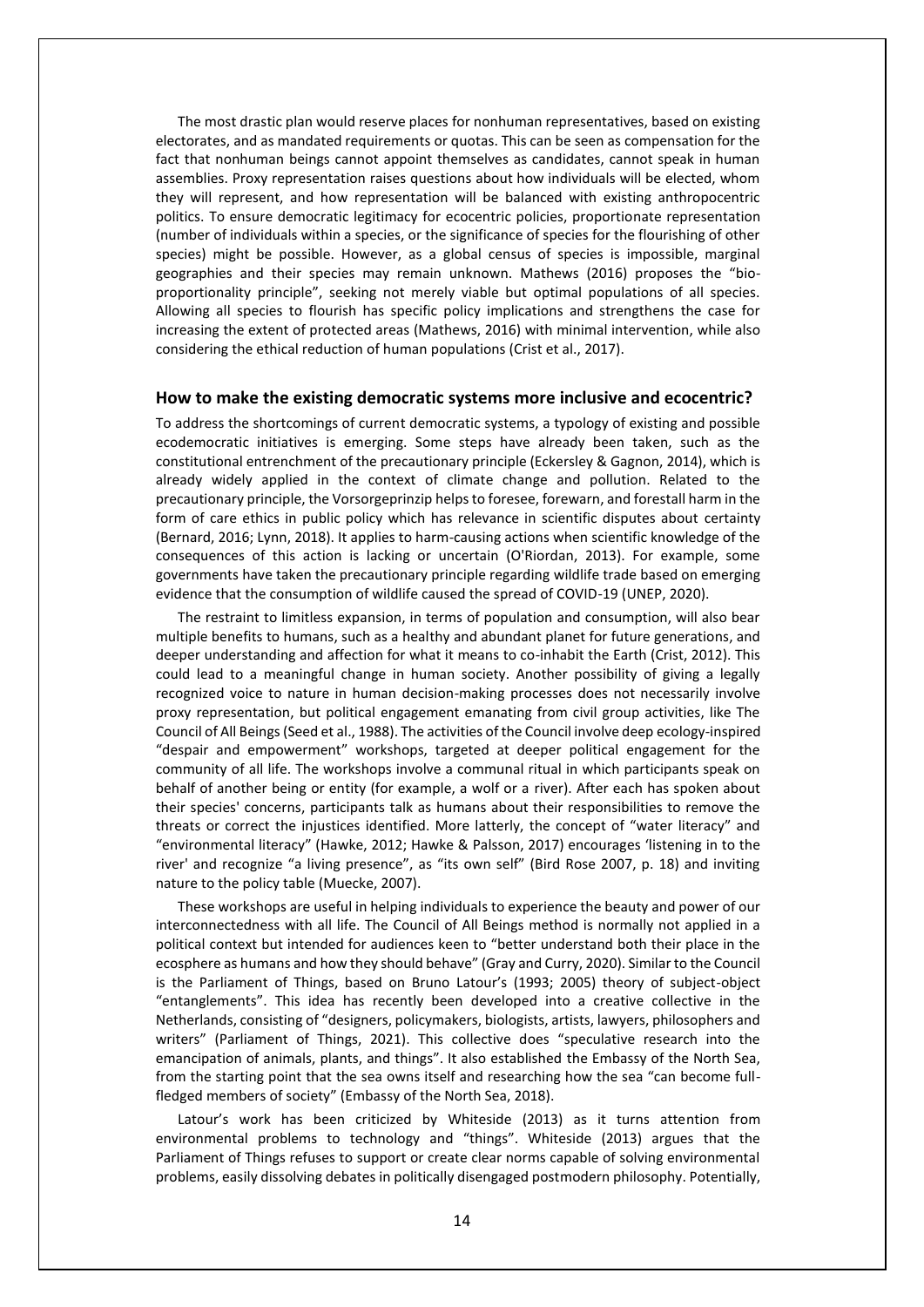The most drastic plan would reserve places for nonhuman representatives, based on existing electorates, and as mandated requirements or quotas. This can be seen as compensation for the fact that nonhuman beings cannot appoint themselves as candidates, cannot speak in human assemblies. Proxy representation raises questions about how individuals will be elected, whom they will represent, and how representation will be balanced with existing anthropocentric politics. To ensure democratic legitimacy for ecocentric policies, proportionate representation (number of individuals within a species, or the significance of species for the flourishing of other species) might be possible. However, as a global census of species is impossible, marginal geographies and their species may remain unknown. Mathews (2016) proposes the "bio-proportionality principle", seeking not merely viable but optimal populations of all species. Allowing all species to flourish has specific policy implications and strengthens the case for increasing the extent of protected areas (Mathews, 2016) with minimal intervention, while also considering the ethical reduction of human populations (Crist et al., 2017).

## How to make the existing democratic systems more inclusive and ecocentric?

To address the shortcomings of current democratic systems, a typology of existing and possible ecodemocratic initiatives is emerging. Some steps have already been taken, such as the constitutional entrenchment of the precautionary principle (Eckersley & Gagnon, 2014), which is already widely applied in the context of climate change and pollution. Related to the precautionary principle, the Vorsorgeprinzip helps to foresee, forewarn, and forestall harm in the form of care ethics in public policy which has relevance in scientific disputes about certainty (Bernard, 2016; Lynn, 2018). It applies to harm-causing actions when scientific knowledge of the consequences of this action is lacking or uncertain (O'Riordan, 2013). For example, some governments have taken the precautionary principle regarding wildlife trade based on emerging evidence that the consumption of wildlife caused the spread of COVID-19 (UNEP, 2020).

The restraint to limitless expansion, in terms of population and consumption, will also bear multiple benefits to humans, such as a healthy and abundant planet for future generations, and deeper understanding and affection for what it means to co-inhabit the Earth (Crist, 2012). This could lead to a meaningful change in human society. Another possibility of giving a legally recognized voice to nature in human decision-making processes does not necessarily involve proxy representation, but political engagement emanating from civil group activities, like The Council of All Beings (Seed et al., 1988). The activities of the Council involve deep ecology-inspired "despair and empowerment" workshops, targeted at deeper political engagement for the community of all life. The workshops involve a communal ritual in which participants speak on behalf of another being or entity (for example, a wolf or a river). After each has spoken about their species' concerns, participants talk as humans about their responsibilities to remove the threats or correct the injustices identified. More latterly, the concept of "water literacy" and "environmental literacy" (Hawke, 2012; Hawke & Palsson, 2017) encourages 'listening in to the river' and recognize "a living presence", as "its own self" (Bird Rose 2007, p. 18) and inviting nature to the policy table (Muecke, 2007).

These workshops are useful in helping individuals to experience the beauty and power of our interconnectedness with all life. The Council of All Beings method is normally not applied in a political context but intended for audiences keen to "better understand both their place in the ecosphere as humans and how they should behave" (Gray and Curry, 2020). Similar to the Council is the Parliament of Things, based on Bruno Latour's (1993; 2005) theory of subject-object "entanglements". This idea has recently been developed into a creative collective in the Netherlands, consisting of "designers, policymakers, biologists, artists, lawyers, philosophers and writers" (Parliament of Things, 2021). This collective does "speculative research into the emancipation of animals, plants, and things". It also established the Embassy of the North Sea, from the starting point that the sea owns itself and researching how the sea "can become full-fledged members of society" (Embassy of the North Sea, 2018).

Latour's work has been criticized by Whiteside (2013) as it turns attention from environmental problems to technology and "things". Whiteside (2013) argues that the Parliament of Things refuses to support or create clear norms capable of solving environmental problems, easily dissolving debates in politically disengaged postmodern philosophy. Potentially,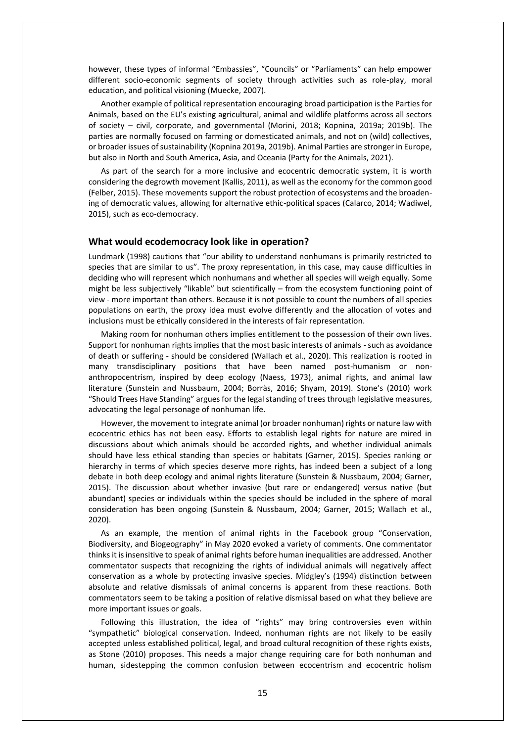however, these types of informal "Embassies", "Councils" or "Parliaments" can help empower different socio-economic segments of society through activities such as role-play, moral education, and political visioning (Muecke, 2007).

Another example of political representation encouraging broad participation is the Parties for Animals, based on the EU's existing agricultural, animal and wildlife platforms across all sectors of society – civil, corporate, and governmental (Morini, 2018; Kopnina, 2019a; 2019b). The parties are normally focused on farming or domesticated animals, and not on (wild) collectives, or broader issues of sustainability (Kopnina 2019a, 2019b). Animal Parties are stronger in Europe, but also in North and South America, Asia, and Oceania (Party for the Animals, 2021).

As part of the search for a more inclusive and ecocentric democratic system, it is worth considering the degrowth movement (Kallis, 2011), as well as the economy for the common good (Felber, 2015). These movements support the robust protection of ecosystems and the broadening of democratic values, allowing for alternative ethic-political spaces (Calarco, 2014; Wadiwel, 2015), such as eco-democracy.

## What would ecodemocracy look like in operation?

Lundmark (1998) cautions that "our ability to understand nonhumans is primarily restricted to species that are similar to us". The proxy representation, in this case, may cause difficulties in deciding who will represent which nonhumans and whether all species will weigh equally. Some might be less subjectively "likable" but scientifically – from the ecosystem functioning point of view - more important than others. Because it is not possible to count the numbers of all species populations on earth, the proxy idea must evolve differently and the allocation of votes and inclusions must be ethically considered in the interests of fair representation.

Making room for nonhuman others implies entitlement to the possession of their own lives. Support for nonhuman rights implies that the most basic interests of animals - such as avoidance of death or suffering - should be considered (Wallach et al., 2020). This realization is rooted in many transdisciplinary positions that have been named post-humanism or non-anthropocentrism, inspired by deep ecology (Naess, 1973), animal rights, and animal law literature (Sunstein and Nussbaum, 2004; Borràs, 2016; Shyam, 2019). Stone's (2010) work "Should Trees Have Standing" argues for the legal standing of trees through legislative measures, advocating the legal personage of nonhuman life.

However, the movement to integrate animal (or broader nonhuman) rights or nature law with ecocentric ethics has not been easy. Efforts to establish legal rights for nature are mired in discussions about which animals should be accorded rights, and whether individual animals should have less ethical standing than species or habitats (Garner, 2015). Species ranking or hierarchy in terms of which species deserve more rights, has indeed been a subject of a long debate in both deep ecology and animal rights literature (Sunstein & Nussbaum, 2004; Garner, 2015). The discussion about whether invasive (but rare or endangered) versus native (but abundant) species or individuals within the species should be included in the sphere of moral consideration has been ongoing (Sunstein & Nussbaum, 2004; Garner, 2015; Wallach et al., 2020).

As an example, the mention of animal rights in the Facebook group "Conservation, Biodiversity, and Biogeography" in May 2020 evoked a variety of comments. One commentator thinks it is insensitive to speak of animal rights before human inequalities are addressed. Another commentator suspects that recognizing the rights of individual animals will negatively affect conservation as a whole by protecting invasive species. Midgley's (1994) distinction between absolute and relative dismissals of animal concerns is apparent from these reactions. Both commentators seem to be taking a position of relative dismissal based on what they believe are more important issues or goals.

Following this illustration, the idea of "rights" may bring controversies even within "sympathetic" biological conservation. Indeed, nonhuman rights are not likely to be easily accepted unless established political, legal, and broad cultural recognition of these rights exists, as Stone (2010) proposes. This needs a major change requiring care for both nonhuman and human, sidestepping the common confusion between ecocentrism and ecocentric holism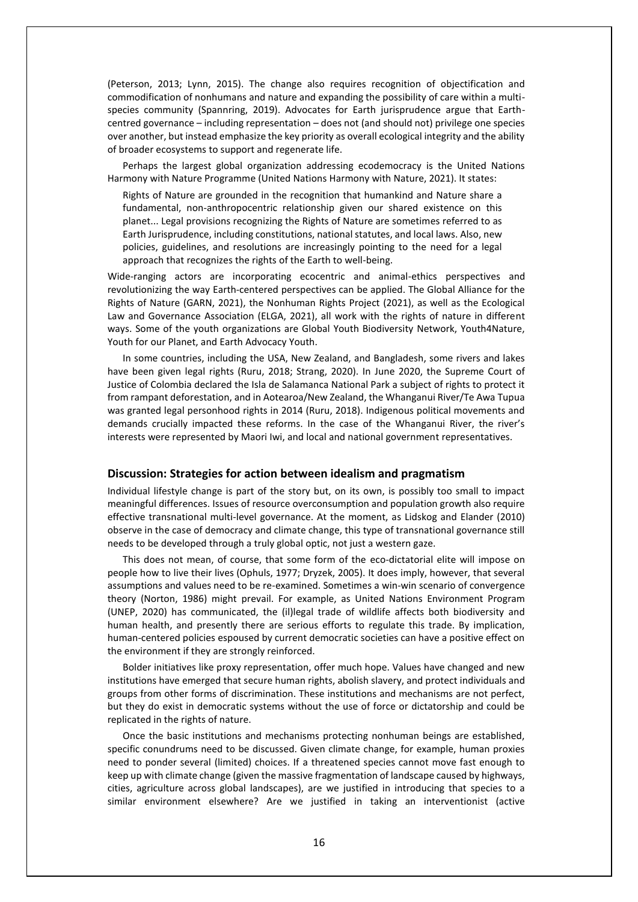(Peterson, 2013; Lynn, 2015). The change also requires recognition of objectification and commodification of nonhumans and nature and expanding the possibility of care within a multi-species community (Spannring, 2019). Advocates for Earth jurisprudence argue that Earth-centred governance – including representation – does not (and should not) privilege one species over another, but instead emphasize the key priority as overall ecological integrity and the ability of broader ecosystems to support and regenerate life.

Perhaps the largest global organization addressing ecodemocracy is the United Nations Harmony with Nature Programme (United Nations Harmony with Nature, 2021). It states:

> Rights of Nature are grounded in the recognition that humankind and Nature share a fundamental, non-anthropocentric relationship given our shared existence on this planet... Legal provisions recognizing the Rights of Nature are sometimes referred to as Earth Jurisprudence, including constitutions, national statutes, and local laws. Also, new policies, guidelines, and resolutions are increasingly pointing to the need for a legal approach that recognizes the rights of the Earth to well-being.

Wide-ranging actors are incorporating ecocentric and animal-ethics perspectives and revolutionizing the way Earth-centered perspectives can be applied. The Global Alliance for the Rights of Nature (GARN, 2021), the Nonhuman Rights Project (2021), as well as the Ecological Law and Governance Association (ELGA, 2021), all work with the rights of nature in different ways. Some of the youth organizations are Global Youth Biodiversity Network, Youth4Nature, Youth for our Planet, and Earth Advocacy Youth.

In some countries, including the USA, New Zealand, and Bangladesh, some rivers and lakes have been given legal rights (Ruru, 2018; Strang, 2020). In June 2020, the Supreme Court of Justice of Colombia declared the Isla de Salamanca National Park a subject of rights to protect it from rampant deforestation, and in Aotearoa/New Zealand, the Whanganui River/Te Awa Tupua was granted legal personhood rights in 2014 (Ruru, 2018). Indigenous political movements and demands crucially impacted these reforms. In the case of the Whanganui River, the river's interests were represented by Maori Iwi, and local and national government representatives.

## Discussion: Strategies for action between idealism and pragmatism

Individual lifestyle change is part of the story but, on its own, is possibly too small to impact meaningful differences. Issues of resource overconsumption and population growth also require effective transnational multi-level governance. At the moment, as Lidskog and Elander (2010) observe in the case of democracy and climate change, this type of transnational governance still needs to be developed through a truly global optic, not just a western gaze.

This does not mean, of course, that some form of the eco-dictatorial elite will impose on people how to live their lives (Ophuls, 1977; Dryzek, 2005). It does imply, however, that several assumptions and values need to be re-examined. Sometimes a win-win scenario of convergence theory (Norton, 1986) might prevail. For example, as United Nations Environment Program (UNEP, 2020) has communicated, the (il)legal trade of wildlife affects both biodiversity and human health, and presently there are serious efforts to regulate this trade. By implication, human-centered policies espoused by current democratic societies can have a positive effect on the environment if they are strongly reinforced.

Bolder initiatives like proxy representation, offer much hope. Values have changed and new institutions have emerged that secure human rights, abolish slavery, and protect individuals and groups from other forms of discrimination. These institutions and mechanisms are not perfect, but they do exist in democratic systems without the use of force or dictatorship and could be replicated in the rights of nature.

Once the basic institutions and mechanisms protecting nonhuman beings are established, specific conundrums need to be discussed. Given climate change, for example, human proxies need to ponder several (limited) choices. If a threatened species cannot move fast enough to keep up with climate change (given the massive fragmentation of landscape caused by highways, cities, agriculture across global landscapes), are we justified in introducing that species to a similar environment elsewhere? Are we justified in taking an interventionist (active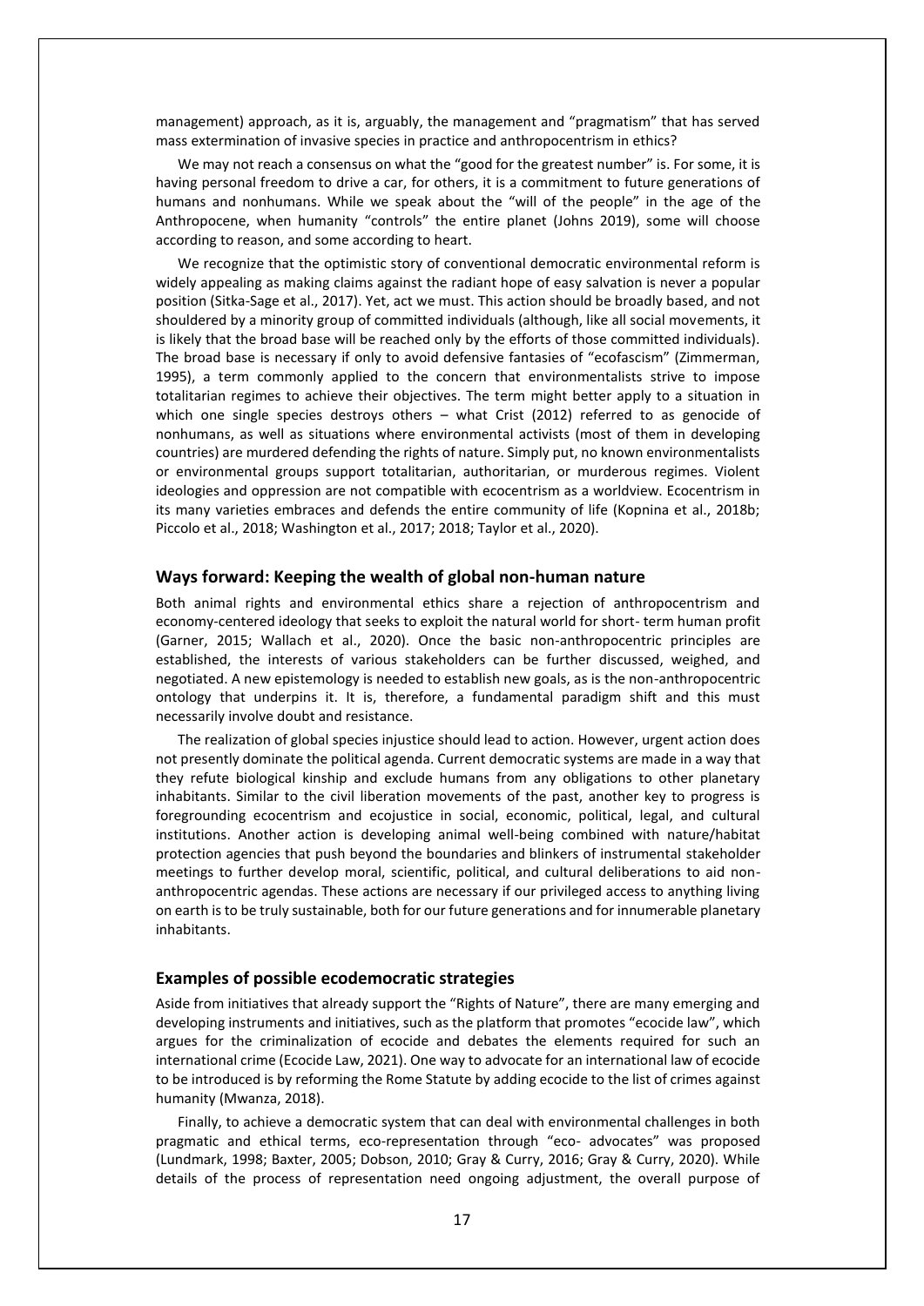management) approach, as it is, arguably, the management and "pragmatism" that has served mass extermination of invasive species in practice and anthropocentrism in ethics?

We may not reach a consensus on what the "good for the greatest number" is. For some, it is having personal freedom to drive a car, for others, it is a commitment to future generations of humans and nonhumans. While we speak about the "will of the people" in the age of the Anthropocene, when humanity "controls" the entire planet (Johns 2019), some will choose according to reason, and some according to heart.

We recognize that the optimistic story of conventional democratic environmental reform is widely appealing as making claims against the radiant hope of easy salvation is never a popular position (Sitka-Sage et al., 2017). Yet, act we must. This action should be broadly based, and not shouldered by a minority group of committed individuals (although, like all social movements, it is likely that the broad base will be reached only by the efforts of those committed individuals). The broad base is necessary if only to avoid defensive fantasies of "ecofascism" (Zimmerman, 1995), a term commonly applied to the concern that environmentalists strive to impose totalitarian regimes to achieve their objectives. The term might better apply to a situation in which one single species destroys others – what Crist (2012) referred to as genocide of nonhumans, as well as situations where environmental activists (most of them in developing countries) are murdered defending the rights of nature. Simply put, no known environmentalists or environmental groups support totalitarian, authoritarian, or murderous regimes. Violent ideologies and oppression are not compatible with ecocentrism as a worldview. Ecocentrism in its many varieties embraces and defends the entire community of life (Kopnina et al., 2018b; Piccolo et al., 2018; Washington et al., 2017; 2018; Taylor et al., 2020).

## Ways forward: Keeping the wealth of global non-human nature

Both animal rights and environmental ethics share a rejection of anthropocentrism and economy-centered ideology that seeks to exploit the natural world for short- term human profit (Garner, 2015; Wallach et al., 2020). Once the basic non-anthropocentric principles are established, the interests of various stakeholders can be further discussed, weighed, and negotiated. A new epistemology is needed to establish new goals, as is the non-anthropocentric ontology that underpins it. It is, therefore, a fundamental paradigm shift and this must necessarily involve doubt and resistance.

The realization of global species injustice should lead to action. However, urgent action does not presently dominate the political agenda. Current democratic systems are made in a way that they refute biological kinship and exclude humans from any obligations to other planetary inhabitants. Similar to the civil liberation movements of the past, another key to progress is foregrounding ecocentrism and ecojustice in social, economic, political, legal, and cultural institutions. Another action is developing animal well-being combined with nature/habitat protection agencies that push beyond the boundaries and blinkers of instrumental stakeholder meetings to further develop moral, scientific, political, and cultural deliberations to aid non-anthropocentric agendas. These actions are necessary if our privileged access to anything living on earth is to be truly sustainable, both for our future generations and for innumerable planetary inhabitants.

## Examples of possible ecodemocratic strategies

Aside from initiatives that already support the "Rights of Nature", there are many emerging and developing instruments and initiatives, such as the platform that promotes "ecocide law", which argues for the criminalization of ecocide and debates the elements required for such an international crime (Ecocide Law, 2021). One way to advocate for an international law of ecocide to be introduced is by reforming the Rome Statute by adding ecocide to the list of crimes against humanity (Mwanza, 2018).

Finally, to achieve a democratic system that can deal with environmental challenges in both pragmatic and ethical terms, eco-representation through "eco- advocates" was proposed (Lundmark, 1998; Baxter, 2005; Dobson, 2010; Gray & Curry, 2016; Gray & Curry, 2020). While details of the process of representation need ongoing adjustment, the overall purpose of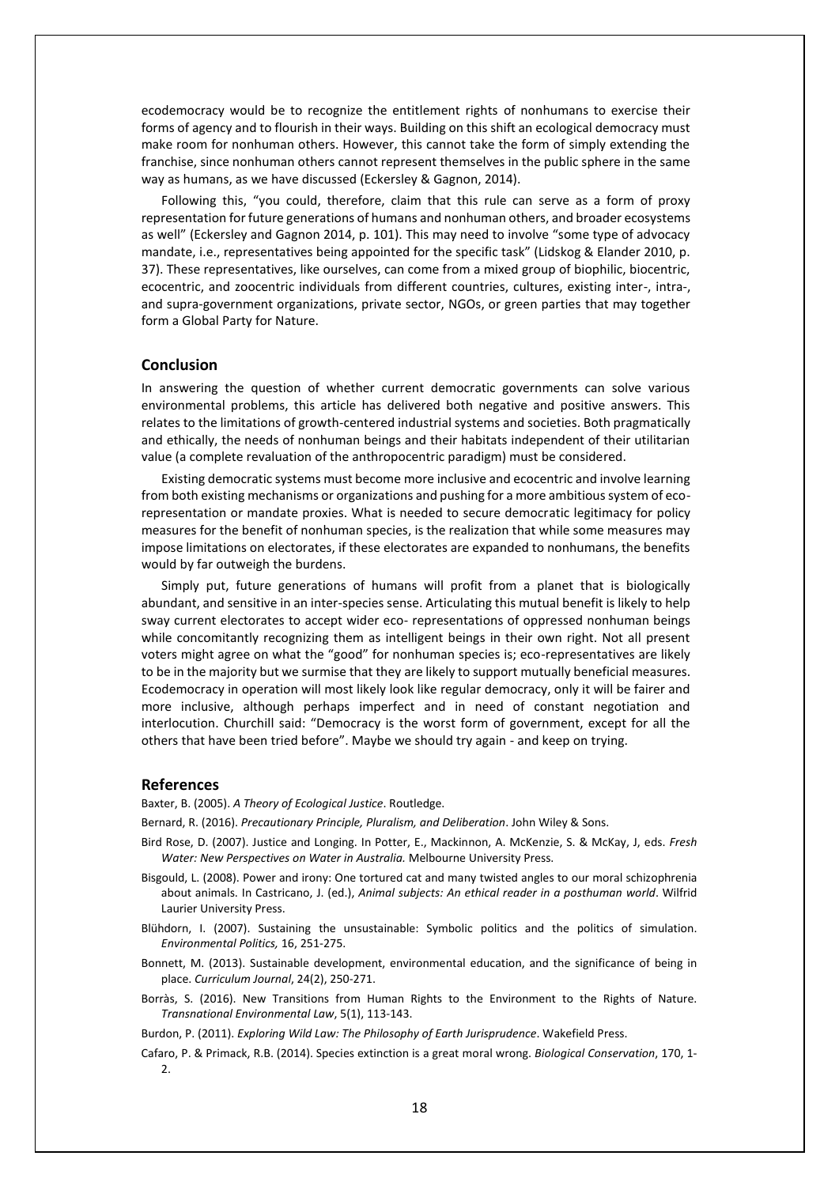ecodemocracy would be to recognize the entitlement rights of nonhumans to exercise their forms of agency and to flourish in their ways. Building on this shift an ecological democracy must make room for nonhuman others. However, this cannot take the form of simply extending the franchise, since nonhuman others cannot represent themselves in the public sphere in the same way as humans, as we have discussed (Eckersley & Gagnon, 2014).

Following this, "you could, therefore, claim that this rule can serve as a form of proxy representation for future generations of humans and nonhuman others, and broader ecosystems as well" (Eckersley and Gagnon 2014, p. 101). This may need to involve "some type of advocacy mandate, i.e., representatives being appointed for the specific task" (Lidskog & Elander 2010, p. 37). These representatives, like ourselves, can come from a mixed group of biophilic, biocentric, ecocentric, and zoocentric individuals from different countries, cultures, existing inter-, intra-, and supra-government organizations, private sector, NGOs, or green parties that may together form a Global Party for Nature.

## Conclusion

In answering the question of whether current democratic governments can solve various environmental problems, this article has delivered both negative and positive answers. This relates to the limitations of growth-centered industrial systems and societies. Both pragmatically and ethically, the needs of nonhuman beings and their habitats independent of their utilitarian value (a complete revaluation of the anthropocentric paradigm) must be considered.

Existing democratic systems must become more inclusive and ecocentric and involve learning from both existing mechanisms or organizations and pushing for a more ambitious system of eco-representation or mandate proxies. What is needed to secure democratic legitimacy for policy measures for the benefit of nonhuman species, is the realization that while some measures may impose limitations on electorates, if these electorates are expanded to nonhumans, the benefits would by far outweigh the burdens.

Simply put, future generations of humans will profit from a planet that is biologically abundant, and sensitive in an inter-species sense. Articulating this mutual benefit is likely to help sway current electorates to accept wider eco- representations of oppressed nonhuman beings while concomitantly recognizing them as intelligent beings in their own right. Not all present voters might agree on what the "good" for nonhuman species is; eco-representatives are likely to be in the majority but we surmise that they are likely to support mutually beneficial measures. Ecodemocracy in operation will most likely look like regular democracy, only it will be fairer and more inclusive, although perhaps imperfect and in need of constant negotiation and interlocution. Churchill said: "Democracy is the worst form of government, except for all the others that have been tried before". Maybe we should try again - and keep on trying.

## References

Baxter, B. (2005). *A Theory of Ecological Justice*. Routledge.

Bernard, R. (2016). *Precautionary Principle, Pluralism, and Deliberation*. John Wiley & Sons.

Bird Rose, D. (2007). Justice and Longing. In Potter, E., Mackinnon, A. McKenzie, S. & McKay, J, eds. *Fresh Water: New Perspectives on Water in Australia.* Melbourne University Press.

Bisgould, L. (2008). Power and irony: One tortured cat and many twisted angles to our moral schizophrenia about animals. In Castricano, J. (ed.), *Animal subjects: An ethical reader in a posthuman world*. Wilfrid Laurier University Press.

Blühdorn, I. (2007). Sustaining the unsustainable: Symbolic politics and the politics of simulation. *Environmental Politics,* 16, 251-275.

Bonnett, M. (2013). Sustainable development, environmental education, and the significance of being in place. *Curriculum Journal*, 24(2), 250-271.

Borràs, S. (2016). New Transitions from Human Rights to the Environment to the Rights of Nature. *Transnational Environmental Law*, 5(1), 113-143.

Burdon, P. (2011). *Exploring Wild Law: The Philosophy of Earth Jurisprudence*. Wakefield Press.

Cafaro, P. & Primack, R.B. (2014). Species extinction is a great moral wrong. *Biological Conservation*, 170, 1-2.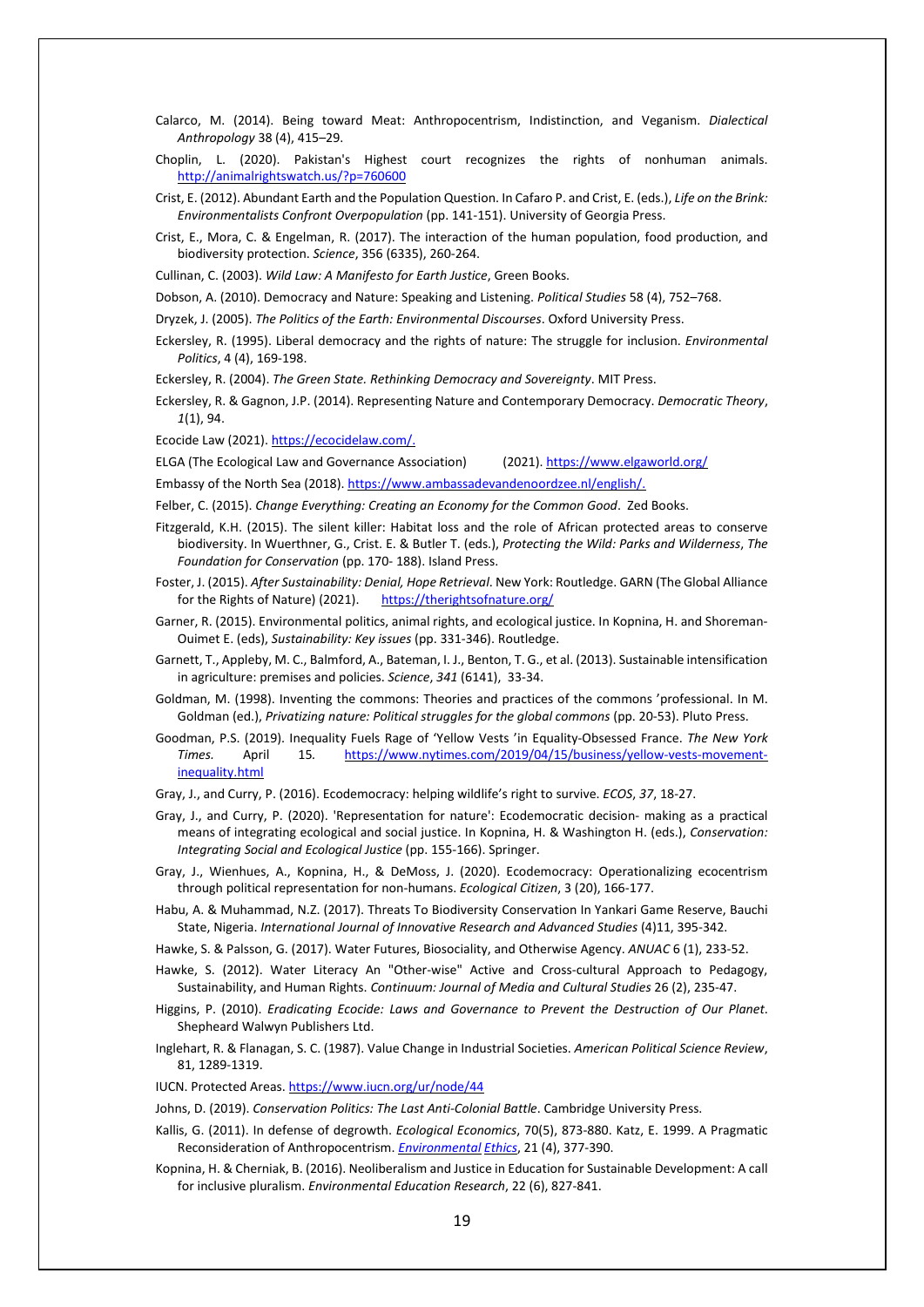Calarco, M. (2014). Being toward Meat: Anthropocentrism, Indistinction, and Veganism. *Dialectical Anthropology* 38 (4), 415–29.

Choplin, L. (2020). Pakistan's Highest court recognizes the rights of nonhuman animals. http://animalrightswatch.us/?p=760600

Crist, E. (2012). Abundant Earth and the Population Question. In Cafaro P. and Crist, E. (eds.), *Life on the Brink: Environmentalists Confront Overpopulation* (pp. 141-151). University of Georgia Press.

Crist, E., Mora, C. & Engelman, R. (2017). The interaction of the human population, food production, and biodiversity protection. *Science*, 356 (6335), 260-264.

Cullinan, C. (2003). *Wild Law: A Manifesto for Earth Justice*, Green Books.

Dobson, A. (2010). Democracy and Nature: Speaking and Listening. *Political Studies* 58 (4), 752–768.

Dryzek, J. (2005). *The Politics of the Earth: Environmental Discourses*. Oxford University Press.

Eckersley, R. (1995). Liberal democracy and the rights of nature: The struggle for inclusion. *Environmental Politics*, 4 (4), 169-198.

Eckersley, R. (2004). *The Green State. Rethinking Democracy and Sovereignty*. MIT Press.

Eckersley, R. & Gagnon, J.P. (2014). Representing Nature and Contemporary Democracy. *Democratic Theory*, *1*(1), 94.

Ecocide Law (2021). https://ecocidelaw.com/.

ELGA (The Ecological Law and Governance Association) (2021). https://www.elgaworld.org/

Embassy of the North Sea (2018). https://www.ambassadevandenoordzee.nl/english/.

Felber, C. (2015). *Change Everything: Creating an Economy for the Common Good*. Zed Books.

Fitzgerald, K.H. (2015). The silent killer: Habitat loss and the role of African protected areas to conserve biodiversity. In Wuerthner, G., Crist. E. & Butler T. (eds.), *Protecting the Wild: Parks and Wilderness*, *The Foundation for Conservation* (pp. 170- 188). Island Press.

Foster, J. (2015). *After Sustainability: Denial, Hope Retrieval*. New York: Routledge. GARN (The Global Alliance for the Rights of Nature) (2021). https://therightsofnature.org/

Garner, R. (2015). Environmental politics, animal rights, and ecological justice. In Kopnina, H. and Shoreman-Ouimet E. (eds), *Sustainability: Key issues* (pp. 331-346). Routledge.

Garnett, T., Appleby, M. C., Balmford, A., Bateman, I. J., Benton, T. G., et al. (2013). Sustainable intensification in agriculture: premises and policies. *Science*, *341* (6141), 33-34.

Goldman, M. (1998). Inventing the commons: Theories and practices of the commons 'professional. In M. Goldman (ed.), *Privatizing nature: Political struggles for the global commons* (pp. 20-53). Pluto Press.

Goodman, P.S. (2019). Inequality Fuels Rage of 'Yellow Vests 'in Equality-Obsessed France. *The New York Times.* April 15*.* https://www.nytimes.com/2019/04/15/business/yellow-vests-movement-inequality.html

Gray, J., and Curry, P. (2016). Ecodemocracy: helping wildlife's right to survive. *ECOS*, *37*, 18-27.

Gray, J., and Curry, P. (2020). 'Representation for nature': Ecodemocratic decision- making as a practical means of integrating ecological and social justice. In Kopnina, H. & Washington H. (eds.), *Conservation: Integrating Social and Ecological Justice* (pp. 155-166). Springer.

Gray, J., Wienhues, A., Kopnina, H., & DeMoss, J. (2020). Ecodemocracy: Operationalizing ecocentrism through political representation for non-humans. *Ecological Citizen*, 3 (20), 166-177.

Habu, A. & Muhammad, N.Z. (2017). Threats To Biodiversity Conservation In Yankari Game Reserve, Bauchi State, Nigeria. *International Journal of Innovative Research and Advanced Studies* (4)11, 395-342.

Hawke, S. & Palsson, G. (2017). Water Futures, Biosociality, and Otherwise Agency. *ANUAC* 6 (1), 233-52.

Hawke, S. (2012). Water Literacy An "Other-wise" Active and Cross-cultural Approach to Pedagogy, Sustainability, and Human Rights. *Continuum: Journal of Media and Cultural Studies* 26 (2), 235-47.

Higgins, P. (2010). *Eradicating Ecocide: Laws and Governance to Prevent the Destruction of Our Planet*. Shepheard Walwyn Publishers Ltd.

Inglehart, R. & Flanagan, S. C. (1987). Value Change in Industrial Societies. *American Political Science Review*, 81, 1289-1319.

IUCN. Protected Areas. https://www.iucn.org/ur/node/44

Johns, D. (2019). *Conservation Politics: The Last Anti-Colonial Battle*. Cambridge University Press.

Kallis, G. (2011). In defense of degrowth. *Ecological Economics*, 70(5), 873-880. Katz, E. 1999. A Pragmatic Reconsideration of Anthropocentrism. *Environmental Ethics*, 21 (4), 377-390.

Kopnina, H. & Cherniak, B. (2016). Neoliberalism and Justice in Education for Sustainable Development: A call for inclusive pluralism. *Environmental Education Research*, 22 (6), 827-841.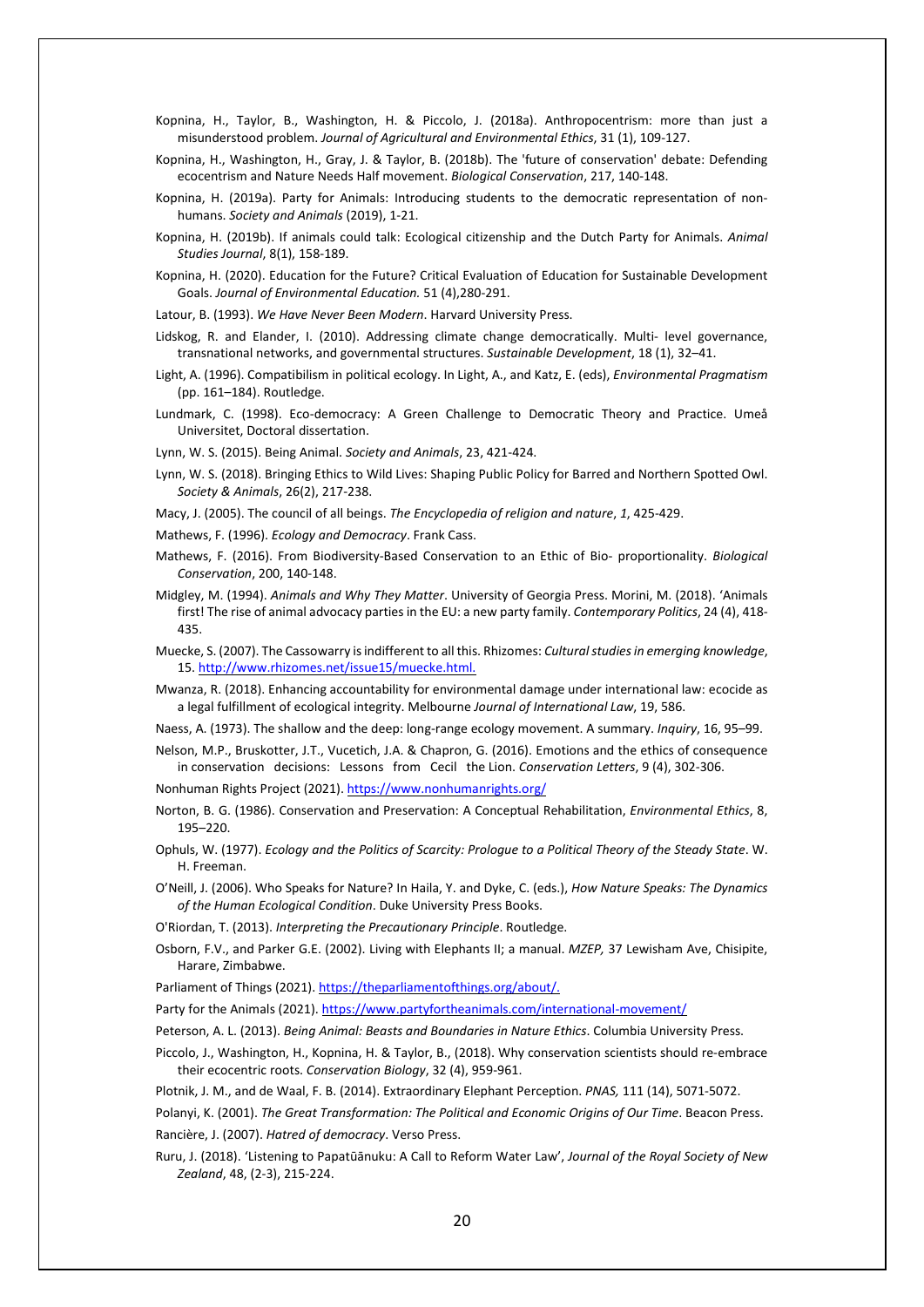Kopnina, H., Taylor, B., Washington, H. & Piccolo, J. (2018a). Anthropocentrism: more than just a misunderstood problem. *Journal of Agricultural and Environmental Ethics*, 31 (1), 109-127.

Kopnina, H., Washington, H., Gray, J. & Taylor, B. (2018b). The 'future of conservation' debate: Defending ecocentrism and Nature Needs Half movement. *Biological Conservation*, 217, 140-148.

Kopnina, H. (2019a). Party for Animals: Introducing students to the democratic representation of non-humans. *Society and Animals* (2019), 1-21.

Kopnina, H. (2019b). If animals could talk: Ecological citizenship and the Dutch Party for Animals. *Animal Studies Journal*, 8(1), 158-189.

Kopnina, H. (2020). Education for the Future? Critical Evaluation of Education for Sustainable Development Goals. *Journal of Environmental Education.* 51 (4),280-291.

Latour, B. (1993). *We Have Never Been Modern*. Harvard University Press.

Lidskog, R. and Elander, I. (2010). Addressing climate change democratically. Multi- level governance, transnational networks, and governmental structures. *Sustainable Development*, 18 (1), 32–41.

Light, A. (1996). Compatibilism in political ecology. In Light, A., and Katz, E. (eds), *Environmental Pragmatism* (pp. 161–184). Routledge.

Lundmark, C. (1998). Eco-democracy: A Green Challenge to Democratic Theory and Practice. Umeå Universitet, Doctoral dissertation.

Lynn, W. S. (2015). Being Animal. *Society and Animals*, 23, 421-424.

Lynn, W. S. (2018). Bringing Ethics to Wild Lives: Shaping Public Policy for Barred and Northern Spotted Owl. *Society & Animals*, 26(2), 217-238.

Macy, J. (2005). The council of all beings. *The Encyclopedia of religion and nature*, *1*, 425-429.

Mathews, F. (1996). *Ecology and Democracy*. Frank Cass.

Mathews, F. (2016). From Biodiversity-Based Conservation to an Ethic of Bio- proportionality. *Biological Conservation*, 200, 140-148.

Midgley, M. (1994). *Animals and Why They Matter*. University of Georgia Press. Morini, M. (2018). 'Animals first! The rise of animal advocacy parties in the EU: a new party family. *Contemporary Politics*, 24 (4), 418-435.

Muecke, S. (2007). The Cassowarry is indifferent to all this. Rhizomes: *Cultural studies in emerging knowledge*, 15. http://www.rhizomes.net/issue15/muecke.html.

Mwanza, R. (2018). Enhancing accountability for environmental damage under international law: ecocide as a legal fulfillment of ecological integrity. Melbourne *Journal of International Law*, 19, 586.

Naess, A. (1973). The shallow and the deep: long-range ecology movement. A summary. *Inquiry*, 16, 95–99.

Nelson, M.P., Bruskotter, J.T., Vucetich, J.A. & Chapron, G. (2016). Emotions and the ethics of consequence in conservation decisions: Lessons from Cecil the Lion. *Conservation Letters*, 9 (4), 302-306.

Nonhuman Rights Project (2021). https://www.nonhumanrights.org/

Norton, B. G. (1986). Conservation and Preservation: A Conceptual Rehabilitation, *Environmental Ethics*, 8, 195–220.

Ophuls, W. (1977). *Ecology and the Politics of Scarcity: Prologue to a Political Theory of the Steady State*. W. H. Freeman.

O'Neill, J. (2006). Who Speaks for Nature? In Haila, Y. and Dyke, C. (eds.), *How Nature Speaks: The Dynamics of the Human Ecological Condition*. Duke University Press Books.

O'Riordan, T. (2013). *Interpreting the Precautionary Principle*. Routledge.

Osborn, F.V., and Parker G.E. (2002). Living with Elephants II; a manual. *MZEP,* 37 Lewisham Ave, Chisipite, Harare, Zimbabwe.

Parliament of Things (2021). https://theparliamentofthings.org/about/.

Party for the Animals (2021). https://www.partyfortheanimals.com/international-movement/

Peterson, A. L. (2013). *Being Animal: Beasts and Boundaries in Nature Ethics*. Columbia University Press.

Piccolo, J., Washington, H., Kopnina, H. & Taylor, B., (2018). Why conservation scientists should re-embrace their ecocentric roots. *Conservation Biology*, 32 (4), 959-961.

Plotnik, J. M., and de Waal, F. B. (2014). Extraordinary Elephant Perception. *PNAS,* 111 (14), 5071-5072.

Polanyi, K. (2001). *The Great Transformation: The Political and Economic Origins of Our Time*. Beacon Press.

Rancière, J. (2007). *Hatred of democracy*. Verso Press.

Ruru, J. (2018). 'Listening to Papatūānuku: A Call to Reform Water Law', *Journal of the Royal Society of New Zealand*, 48, (2-3), 215-224.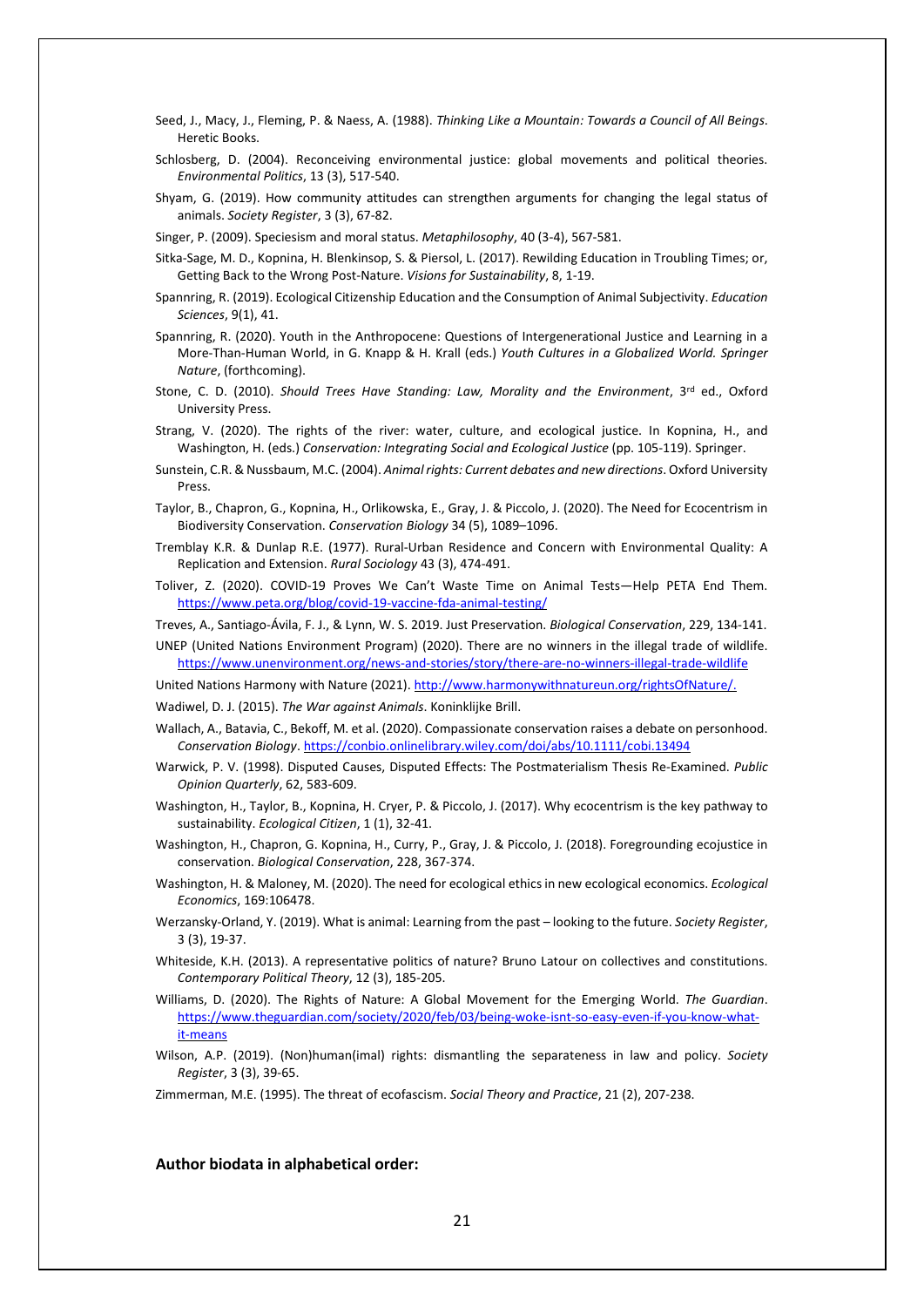Seed, J., Macy, J., Fleming, P. & Naess, A. (1988). *Thinking Like a Mountain: Towards a Council of All Beings*. Heretic Books.

Schlosberg, D. (2004). Reconceiving environmental justice: global movements and political theories. *Environmental Politics*, 13 (3), 517-540.

Shyam, G. (2019). How community attitudes can strengthen arguments for changing the legal status of animals. *Society Register*, 3 (3), 67-82.

Singer, P. (2009). Speciesism and moral status. *Metaphilosophy*, 40 (3-4), 567-581.

Sitka-Sage, M. D., Kopnina, H. Blenkinsop, S. & Piersol, L. (2017). Rewilding Education in Troubling Times; or, Getting Back to the Wrong Post-Nature. *Visions for Sustainability*, 8, 1-19.

Spannring, R. (2019). Ecological Citizenship Education and the Consumption of Animal Subjectivity. *Education Sciences*, 9(1), 41.

Spannring, R. (2020). Youth in the Anthropocene: Questions of Intergenerational Justice and Learning in a More-Than-Human World, in G. Knapp & H. Krall (eds.) *Youth Cultures in a Globalized World. Springer Nature*, (forthcoming).

Stone, C. D. (2010). *Should Trees Have Standing: Law, Morality and the Environment*, 3rd ed., Oxford University Press.

Strang, V. (2020). The rights of the river: water, culture, and ecological justice. In Kopnina, H., and Washington, H. (eds.) *Conservation: Integrating Social and Ecological Justice* (pp. 105-119). Springer.

Sunstein, C.R. & Nussbaum, M.C. (2004). *Animal rights: Current debates and new directions*. Oxford University Press.

Taylor, B., Chapron, G., Kopnina, H., Orlikowska, E., Gray, J. & Piccolo, J. (2020). The Need for Ecocentrism in Biodiversity Conservation. *Conservation Biology* 34 (5), 1089–1096.

Tremblay K.R. & Dunlap R.E. (1977). Rural-Urban Residence and Concern with Environmental Quality: A Replication and Extension. *Rural Sociology* 43 (3), 474-491.

Toliver, Z. (2020). COVID-19 Proves We Can't Waste Time on Animal Tests—Help PETA End Them. https://www.peta.org/blog/covid-19-vaccine-fda-animal-testing/

Treves, A., Santiago-Ávila, F. J., & Lynn, W. S. 2019. Just Preservation. *Biological Conservation*, 229, 134-141.

UNEP (United Nations Environment Program) (2020). There are no winners in the illegal trade of wildlife. https://www.unenvironment.org/news-and-stories/story/there-are-no-winners-illegal-trade-wildlife

United Nations Harmony with Nature (2021). http://www.harmonywithnatureun.org/rightsOfNature/.

Wadiwel, D. J. (2015). *The War against Animals*. Koninklijke Brill.

Wallach, A., Batavia, C., Bekoff, M. et al. (2020). Compassionate conservation raises a debate on personhood. *Conservation Biology*. https://conbio.onlinelibrary.wiley.com/doi/abs/10.1111/cobi.13494

Warwick, P. V. (1998). Disputed Causes, Disputed Effects: The Postmaterialism Thesis Re-Examined. *Public Opinion Quarterly*, 62, 583-609.

Washington, H., Taylor, B., Kopnina, H. Cryer, P. & Piccolo, J. (2017). Why ecocentrism is the key pathway to sustainability. *Ecological Citizen*, 1 (1), 32-41.

Washington, H., Chapron, G. Kopnina, H., Curry, P., Gray, J. & Piccolo, J. (2018). Foregrounding ecojustice in conservation. *Biological Conservation*, 228, 367-374.

Washington, H. & Maloney, M. (2020). The need for ecological ethics in new ecological economics. *Ecological Economics*, 169:106478.

Werzansky-Orland, Y. (2019). What is animal: Learning from the past – looking to the future. *Society Register*, 3 (3), 19-37.

Whiteside, K.H. (2013). A representative politics of nature? Bruno Latour on collectives and constitutions. *Contemporary Political Theory*, 12 (3), 185-205.

Williams, D. (2020). The Rights of Nature: A Global Movement for the Emerging World. *The Guardian*. https://www.theguardian.com/society/2020/feb/03/being-woke-isnt-so-easy-even-if-you-know-what-it-means

Wilson, A.P. (2019). (Non)human(imal) rights: dismantling the separateness in law and policy. *Society Register*, 3 (3), 39-65.

Zimmerman, M.E. (1995). The threat of ecofascism. *Social Theory and Practice*, 21 (2), 207-238.

**Author biodata in alphabetical order:**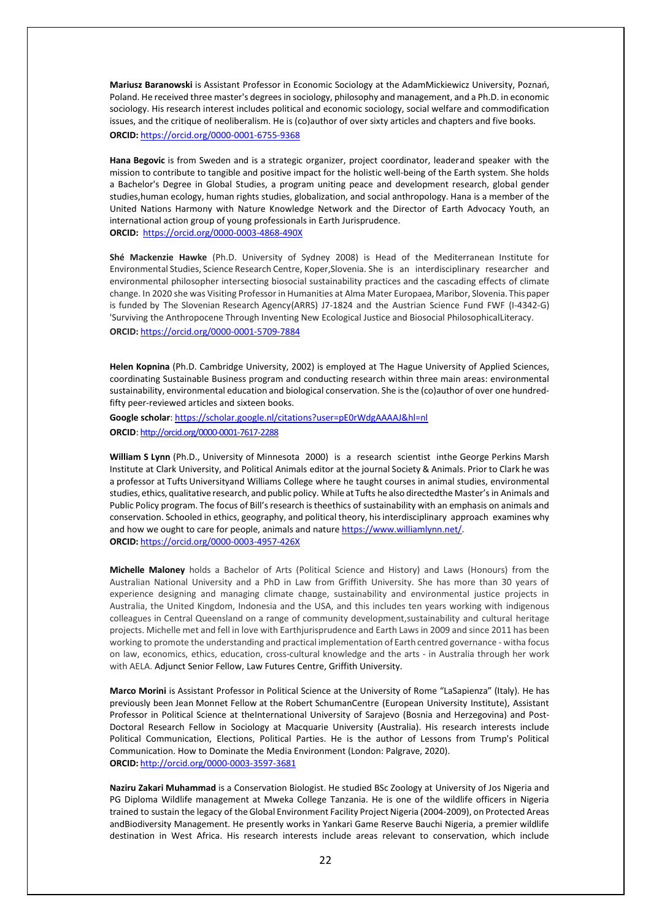**Mariusz Baranowski** is Assistant Professor in Economic Sociology at the AdamMickiewicz University, Poznań, Poland. He received three master's degrees in sociology, philosophy and management, and a Ph.D. in economic sociology. His research interest includes political and economic sociology, social welfare and commodification issues, and the critique of neoliberalism. He is (co)author of over sixty articles and chapters and five books.
**ORCID:** https://orcid.org/0000-0001-6755-9368

**Hana Begovic** is from Sweden and is a strategic organizer, project coordinator, leaderand speaker with the mission to contribute to tangible and positive impact for the holistic well-being of the Earth system. She holds a Bachelor's Degree in Global Studies, a program uniting peace and development research, global gender studies,human ecology, human rights studies, globalization, and social anthropology. Hana is a member of the United Nations Harmony with Nature Knowledge Network and the Director of Earth Advocacy Youth, an international action group of young professionals in Earth Jurisprudence.
**ORCID:** https://orcid.org/0000-0003-4868-490X

**Shé Mackenzie Hawke** (Ph.D. University of Sydney 2008) is Head of the Mediterranean Institute for Environmental Studies, Science Research Centre, Koper,Slovenia. She is an interdisciplinary researcher and environmental philosopher intersecting biosocial sustainability practices and the cascading effects of climate change. In 2020 she was Visiting Professor in Humanities at Alma Mater Europaea, Maribor, Slovenia. This paper is funded by The Slovenian Research Agency(ARRS) J7-1824 and the Austrian Science Fund FWF (I-4342-G) 'Surviving the Anthropocene Through Inventing New Ecological Justice and Biosocial PhilosophicalLiteracy.
**ORCID:** https://orcid.org/0000-0001-5709-7884

**Helen Kopnina** (Ph.D. Cambridge University, 2002) is employed at The Hague University of Applied Sciences, coordinating Sustainable Business program and conducting research within three main areas: environmental sustainability, environmental education and biological conservation. She is the (co)author of over one hundred-fifty peer-reviewed articles and sixteen books.

**Google scholar**: https://scholar.google.nl/citations?user=pE0rWdgAAAAJ&hl=nl
**ORCID**: http://orcid.org/0000-0001-7617-2288

**William S Lynn** (Ph.D., University of Minnesota 2000) is a research scientist inthe George Perkins Marsh Institute at Clark University, and Political Animals editor at the journal Society & Animals. Prior to Clark he was a professor at Tufts Universityand Williams College where he taught courses in animal studies, environmental studies, ethics, qualitative research, and public policy. While at Tufts he also directedthe Master's in Animals and Public Policy program. The focus of Bill's research is theethics of sustainability with an emphasis on animals and conservation. Schooled in ethics, geography, and political theory, his interdisciplinary approach examines why and how we ought to care for people, animals and nature https://www.williamlynn.net/.
**ORCID:** https://orcid.org/0000-0003-4957-426X

**Michelle Maloney** holds a Bachelor of Arts (Political Science and History) and Laws (Honours) from the Australian National University and a PhD in Law from Griffith University. She has more than 30 years of experience designing and managing climate change, sustainability and environmental justice projects in Australia, the United Kingdom, Indonesia and the USA, and this includes ten years working with indigenous colleagues in Central Queensland on a range of community development,sustainability and cultural heritage projects. Michelle met and fell in love with Earthjurisprudence and Earth Laws in 2009 and since 2011 has been working to promote the understanding and practical implementation of Earth centred governance - witha focus on law, economics, ethics, education, cross-cultural knowledge and the arts - in Australia through her work with AELA. Adjunct Senior Fellow, Law Futures Centre, Griffith University.

**Marco Morini** is Assistant Professor in Political Science at the University of Rome "LaSapienza" (Italy). He has previously been Jean Monnet Fellow at the Robert SchumanCentre (European University Institute), Assistant Professor in Political Science at theInternational University of Sarajevo (Bosnia and Herzegovina) and Post-Doctoral Research Fellow in Sociology at Macquarie University (Australia). His research interests include Political Communication, Elections, Political Parties. He is the author of Lessons from Trump's Political Communication. How to Dominate the Media Environment (London: Palgrave, 2020).
**ORCID:** http://orcid.org/0000-0003-3597-3681

**Naziru Zakari Muhammad** is a Conservation Biologist. He studied BSc Zoology at University of Jos Nigeria and PG Diploma Wildlife management at Mweka College Tanzania. He is one of the wildlife officers in Nigeria trained to sustain the legacy of the Global Environment Facility Project Nigeria (2004-2009), on Protected Areas andBiodiversity Management. He presently works in Yankari Game Reserve Bauchi Nigeria, a premier wildlife destination in West Africa. His research interests include areas relevant to conservation, which include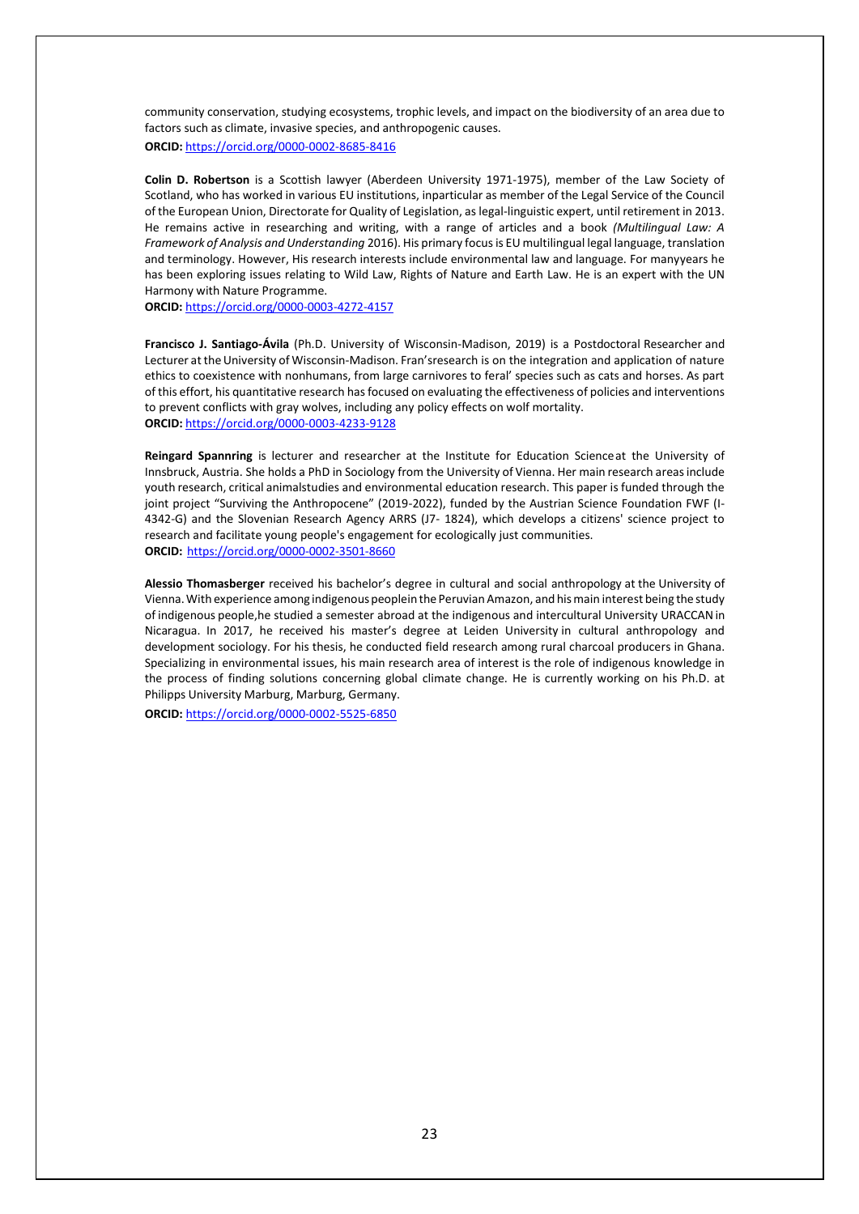community conservation, studying ecosystems, trophic levels, and impact on the biodiversity of an area due to factors such as climate, invasive species, and anthropogenic causes.

**ORCID:** https://orcid.org/0000-0002-8685-8416

**Colin D. Robertson** is a Scottish lawyer (Aberdeen University 1971-1975), member of the Law Society of Scotland, who has worked in various EU institutions, inparticular as member of the Legal Service of the Council of the European Union, Directorate for Quality of Legislation, as legal-linguistic expert, until retirement in 2013. He remains active in researching and writing, with a range of articles and a book *(Multilingual Law: A Framework of Analysis and Understanding* 2016). His primary focus is EU multilingual legal language, translation and terminology. However, His research interests include environmental law and language. For manyyears he has been exploring issues relating to Wild Law, Rights of Nature and Earth Law. He is an expert with the UN Harmony with Nature Programme.

**ORCID:** https://orcid.org/0000-0003-4272-4157

**Francisco J. Santiago-Ávila** (Ph.D. University of Wisconsin-Madison, 2019) is a Postdoctoral Researcher and Lecturer at the University of Wisconsin-Madison. Fran'sresearch is on the integration and application of nature ethics to coexistence with nonhumans, from large carnivores to feral' species such as cats and horses. As part of this effort, his quantitative research has focused on evaluating the effectiveness of policies and interventions to prevent conflicts with gray wolves, including any policy effects on wolf mortality.

**ORCID:** https://orcid.org/0000-0003-4233-9128

**Reingard Spannring** is lecturer and researcher at the Institute for Education Scienceat the University of Innsbruck, Austria. She holds a PhD in Sociology from the University of Vienna. Her main research areas include youth research, critical animalstudies and environmental education research. This paper is funded through the joint project "Surviving the Anthropocene" (2019-2022), funded by the Austrian Science Foundation FWF (I-4342-G) and the Slovenian Research Agency ARRS (J7- 1824), which develops a citizens' science project to research and facilitate young people's engagement for ecologically just communities.

**ORCID:** https://orcid.org/0000-0002-3501-8660

**Alessio Thomasberger** received his bachelor's degree in cultural and social anthropology at the University of Vienna. With experience among indigenous peoplein the Peruvian Amazon, and his main interest being the study of indigenous people,he studied a semester abroad at the indigenous and intercultural University URACCAN in Nicaragua. In 2017, he received his master's degree at Leiden University in cultural anthropology and development sociology. For his thesis, he conducted field research among rural charcoal producers in Ghana. Specializing in environmental issues, his main research area of interest is the role of indigenous knowledge in the process of finding solutions concerning global climate change. He is currently working on his Ph.D. at Philipps University Marburg, Marburg, Germany.

**ORCID:** https://orcid.org/0000-0002-5525-6850